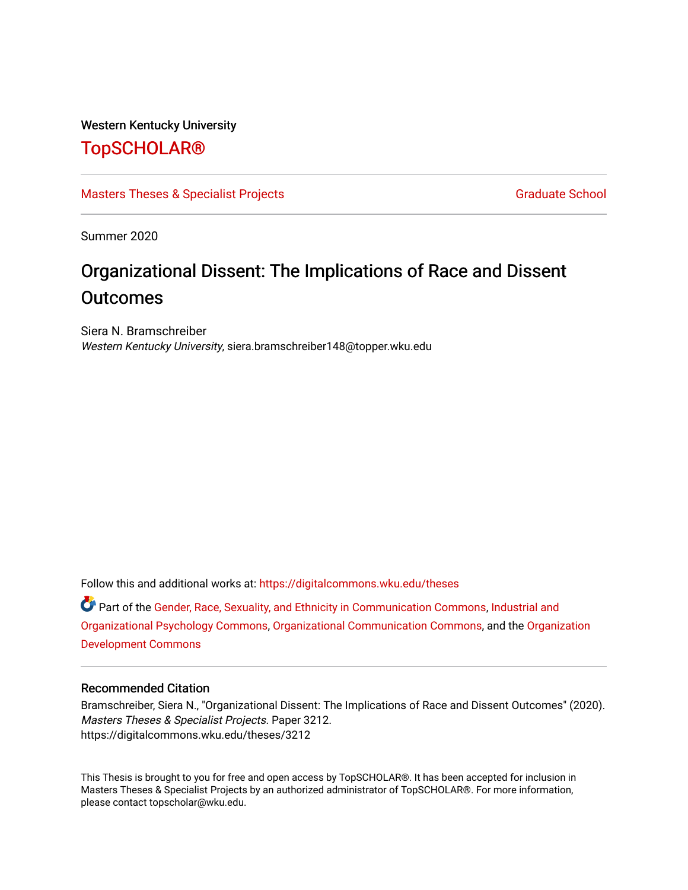Western Kentucky University

# TopSCHOLAR®

Masters Theses & Specialist Projects | Graduate School

Summer 2020

# Organizational Dissent: The Implications of Race and Dissent Outcomes

Siera N. Bramschreiber
*Western Kentucky University*, siera.bramschreiber148@topper.wku.edu

Follow this and additional works at: https://digitalcommons.wku.edu/theses

Part of the Gender, Race, Sexuality, and Ethnicity in Communication Commons, Industrial and Organizational Psychology Commons, Organizational Communication Commons, and the Organization Development Commons

## Recommended Citation

Bramschreiber, Siera N., "Organizational Dissent: The Implications of Race and Dissent Outcomes" (2020). *Masters Theses & Specialist Projects*. Paper 3212.
https://digitalcommons.wku.edu/theses/3212

This Thesis is brought to you for free and open access by TopSCHOLAR®. It has been accepted for inclusion in Masters Theses & Specialist Projects by an authorized administrator of TopSCHOLAR®. For more information, please contact topscholar@wku.edu.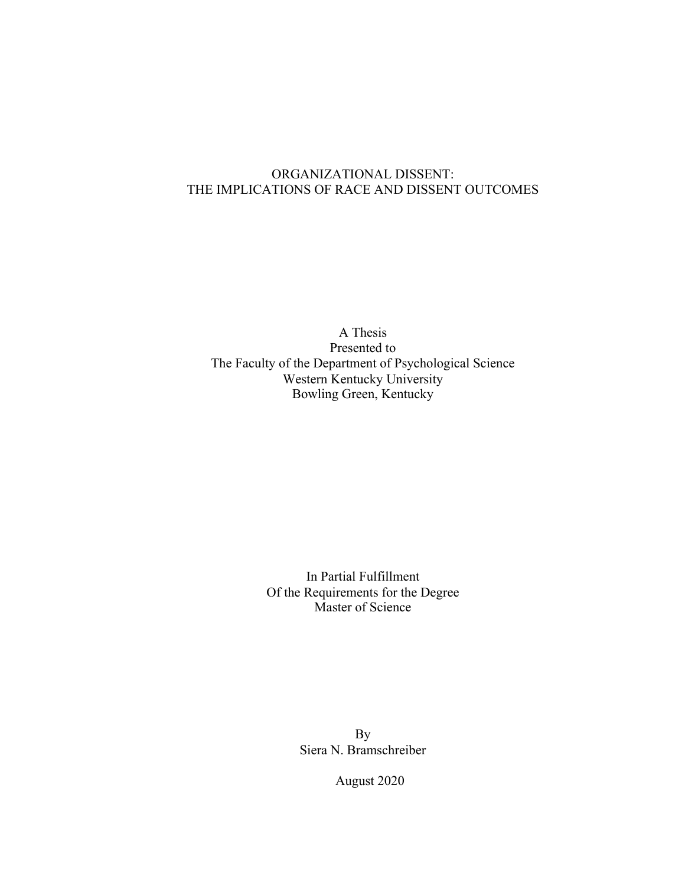# ORGANIZATIONAL DISSENT: THE IMPLICATIONS OF RACE AND DISSENT OUTCOMES

A Thesis
Presented to
The Faculty of the Department of Psychological Science
Western Kentucky University
Bowling Green, Kentucky

In Partial Fulfillment
Of the Requirements for the Degree
Master of Science

By
Siera N. Bramschreiber

August 2020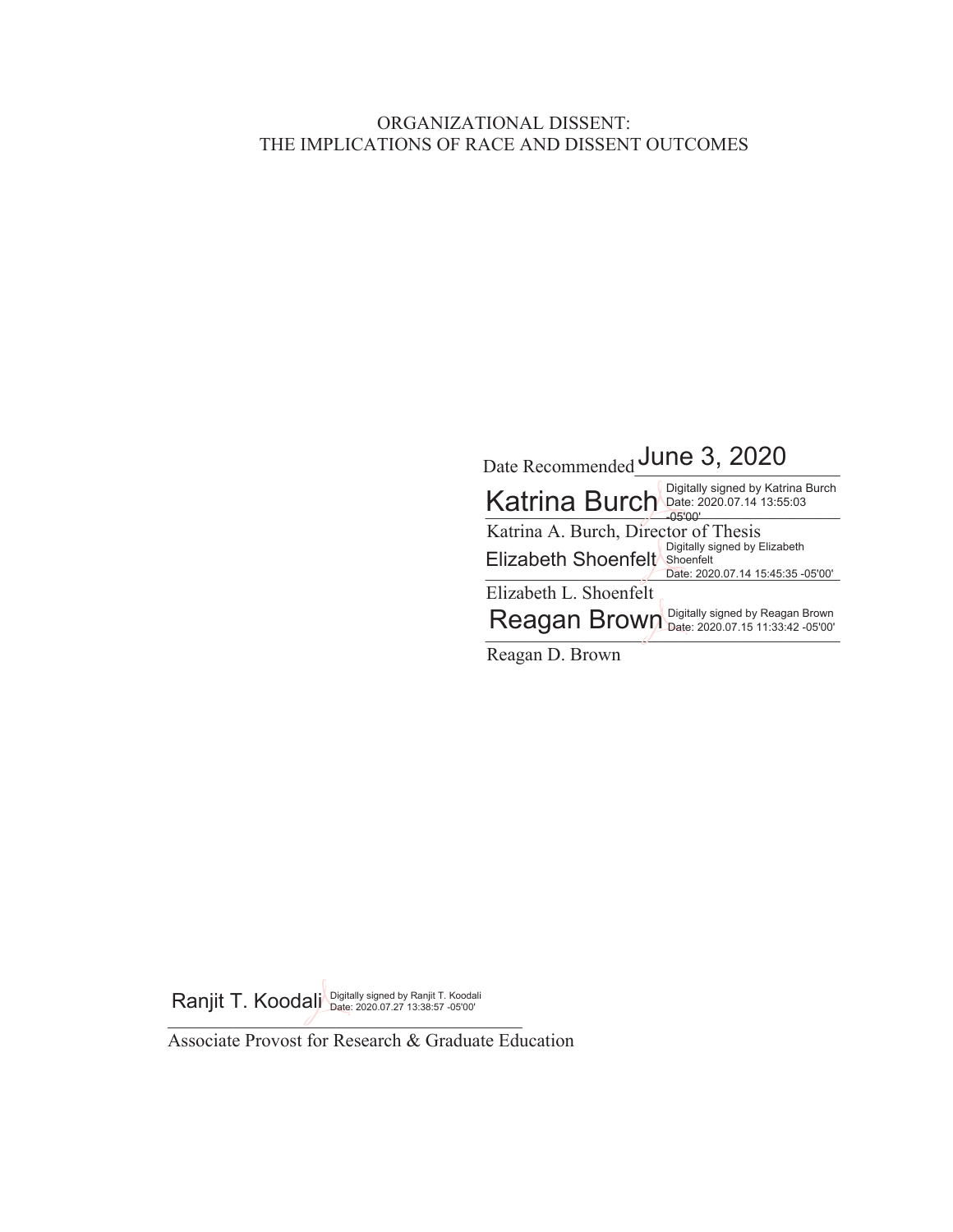ORGANIZATIONAL DISSENT:
THE IMPLICATIONS OF RACE AND DISSENT OUTCOMES

Date Recommended June 3, 2020

Katrina Burch Digitally signed by Katrina Burch Date: 2020.07.14 13:55:03 -05'00'

Katrina A. Burch, Director of Thesis

Elizabeth Shoenfelt Digitally signed by Elizabeth Shoenfelt Date: 2020.07.14 15:45:35 -05'00'

Elizabeth L. Shoenfelt

Reagan Brown Digitally signed by Reagan Brown Date: 2020.07.15 11:33:42 -05'00'

Reagan D. Brown

Ranjit T. Koodali Digitally signed by Ranjit T. Koodali Date: 2020.07.27 13:38:57 -05'00'

Associate Provost for Research & Graduate Education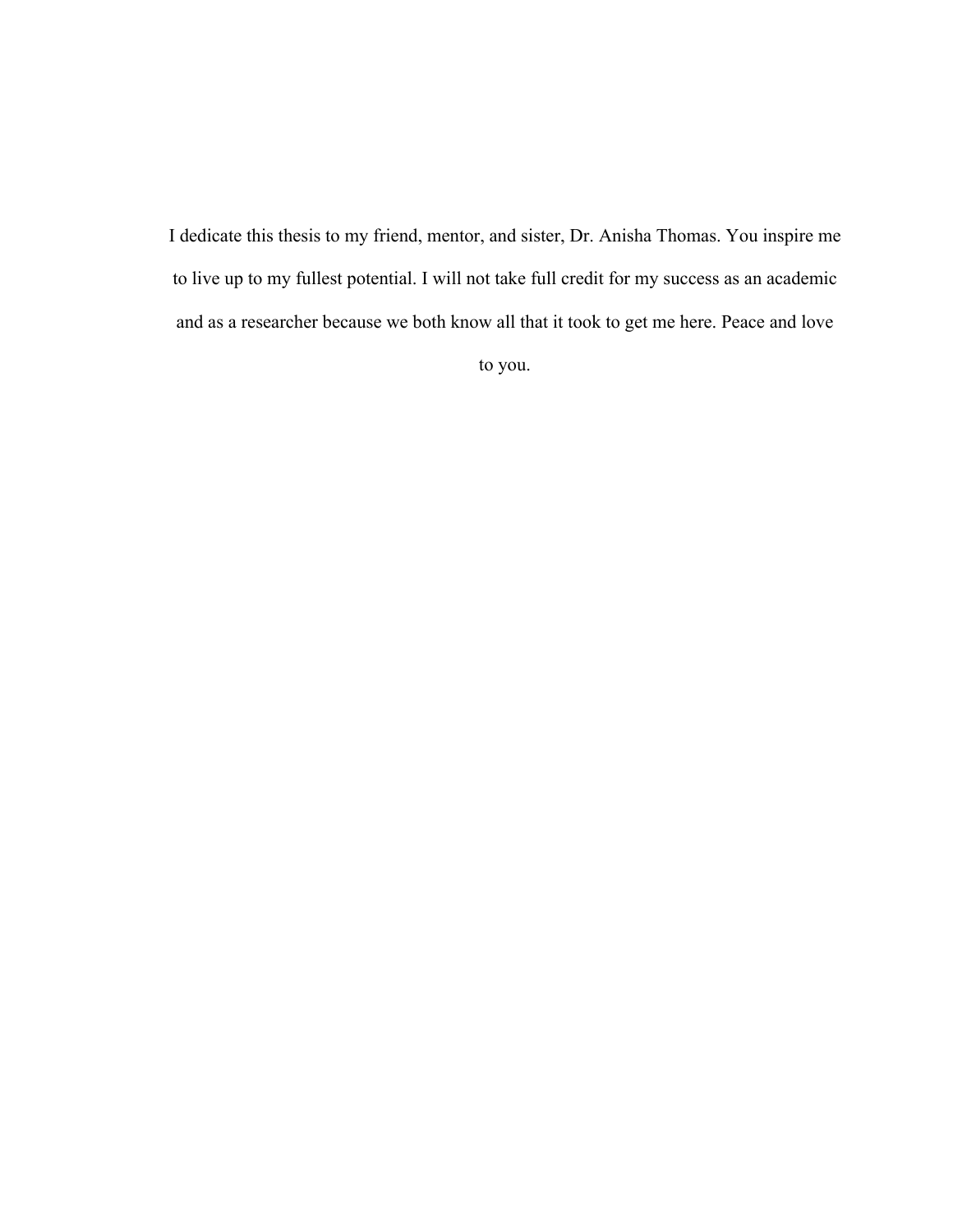I dedicate this thesis to my friend, mentor, and sister, Dr. Anisha Thomas. You inspire me to live up to my fullest potential. I will not take full credit for my success as an academic and as a researcher because we both know all that it took to get me here. Peace and love to you.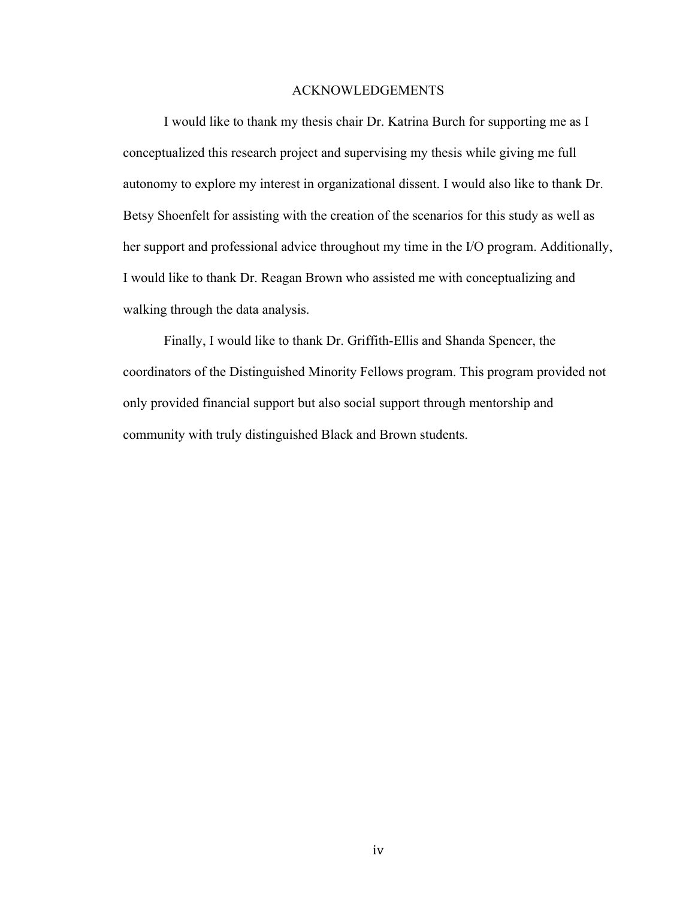# ACKNOWLEDGEMENTS

I would like to thank my thesis chair Dr. Katrina Burch for supporting me as I conceptualized this research project and supervising my thesis while giving me full autonomy to explore my interest in organizational dissent. I would also like to thank Dr. Betsy Shoenfelt for assisting with the creation of the scenarios for this study as well as her support and professional advice throughout my time in the I/O program. Additionally, I would like to thank Dr. Reagan Brown who assisted me with conceptualizing and walking through the data analysis.

Finally, I would like to thank Dr. Griffith-Ellis and Shanda Spencer, the coordinators of the Distinguished Minority Fellows program. This program provided not only provided financial support but also social support through mentorship and community with truly distinguished Black and Brown students.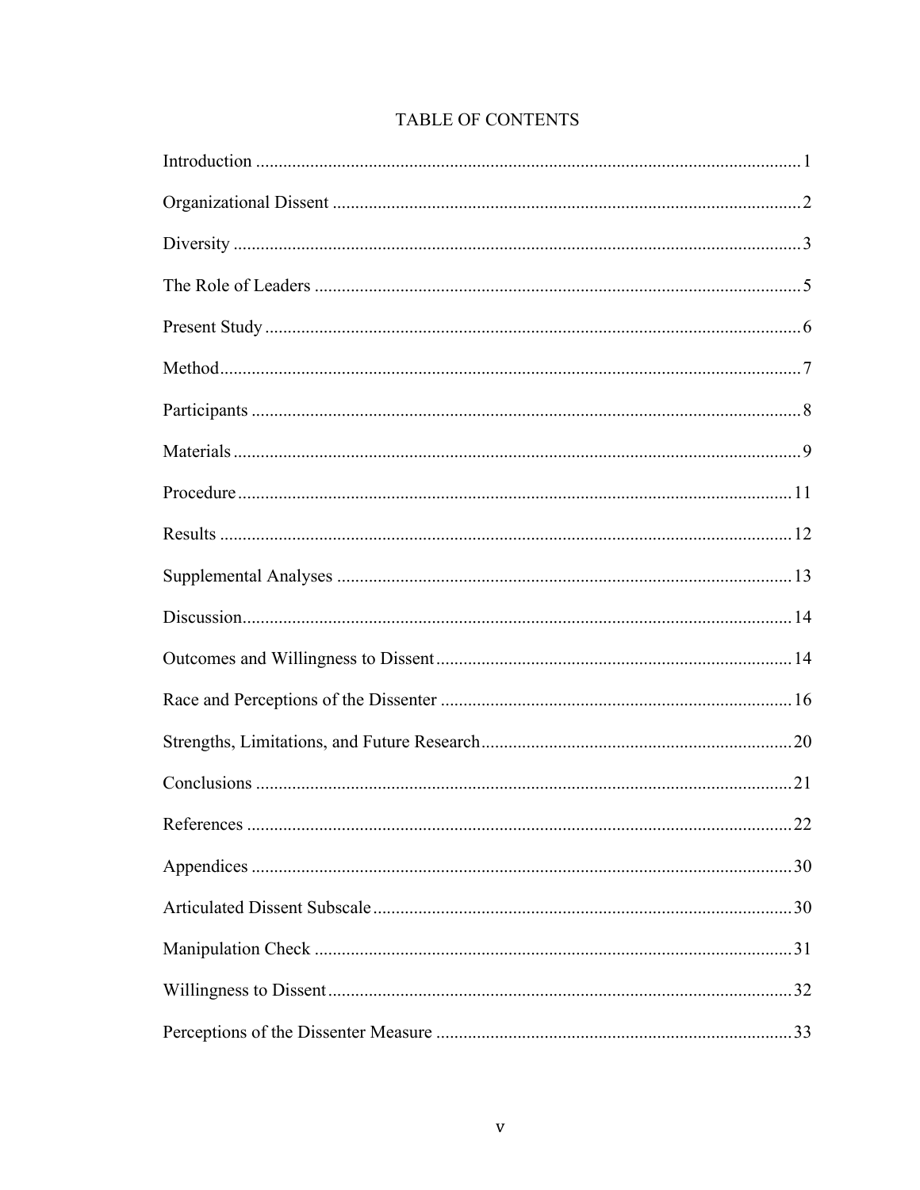# TABLE OF CONTENTS

| | |
|---|---|
| Introduction | 1 |
| Organizational Dissent | 2 |
| Diversity | 3 |
| The Role of Leaders | 5 |
| Present Study | 6 |
| Method | 7 |
| Participants | 8 |
| Materials | 9 |
| Procedure | 11 |
| Results | 12 |
| Supplemental Analyses | 13 |
| Discussion | 14 |
| Outcomes and Willingness to Dissent | 14 |
| Race and Perceptions of the Dissenter | 16 |
| Strengths, Limitations, and Future Research | 20 |
| Conclusions | 21 |
| References | 22 |
| Appendices | 30 |
| Articulated Dissent Subscale | 30 |
| Manipulation Check | 31 |
| Willingness to Dissent | 32 |
| Perceptions of the Dissenter Measure | 33 |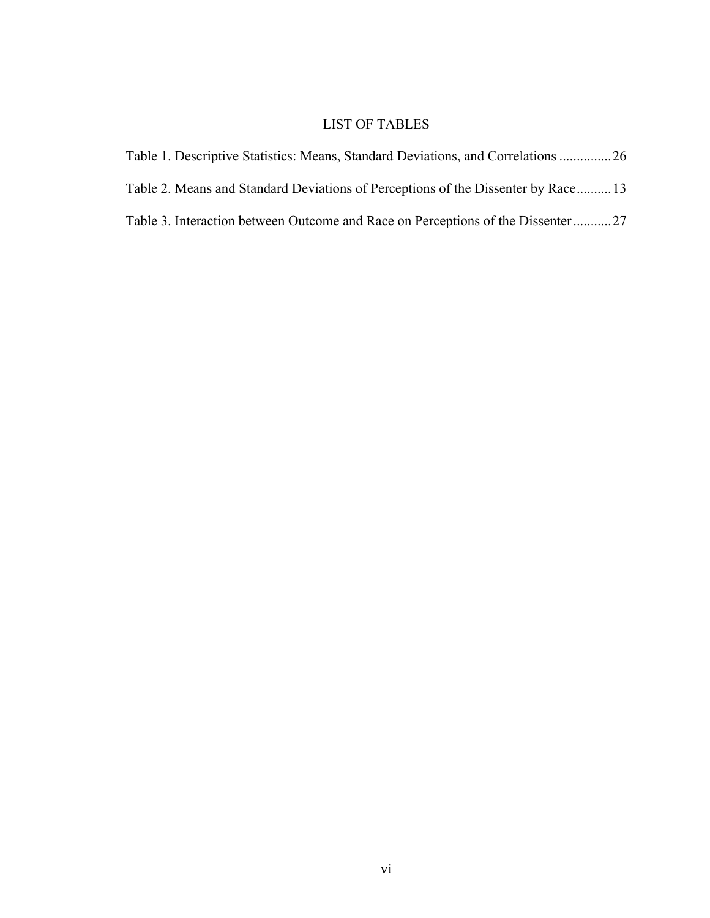# LIST OF TABLES

Table 1. Descriptive Statistics: Means, Standard Deviations, and Correlations ............... 26

Table 2. Means and Standard Deviations of Perceptions of the Dissenter by Race .......... 13

Table 3. Interaction between Outcome and Race on Perceptions of the Dissenter ........... 27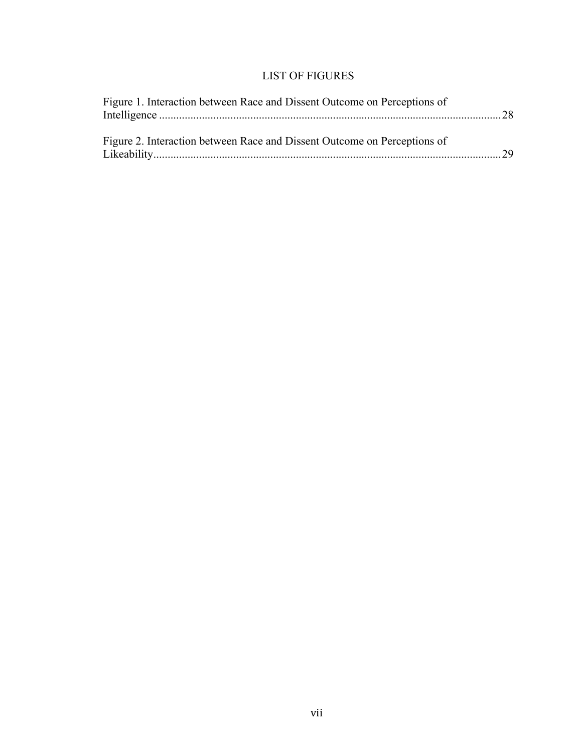# LIST OF FIGURES

Figure 1. Interaction between Race and Dissent Outcome on Perceptions of Intelligence ........................................................................................................................ 28

Figure 2. Interaction between Race and Dissent Outcome on Perceptions of Likeability......................................................................................................................... 29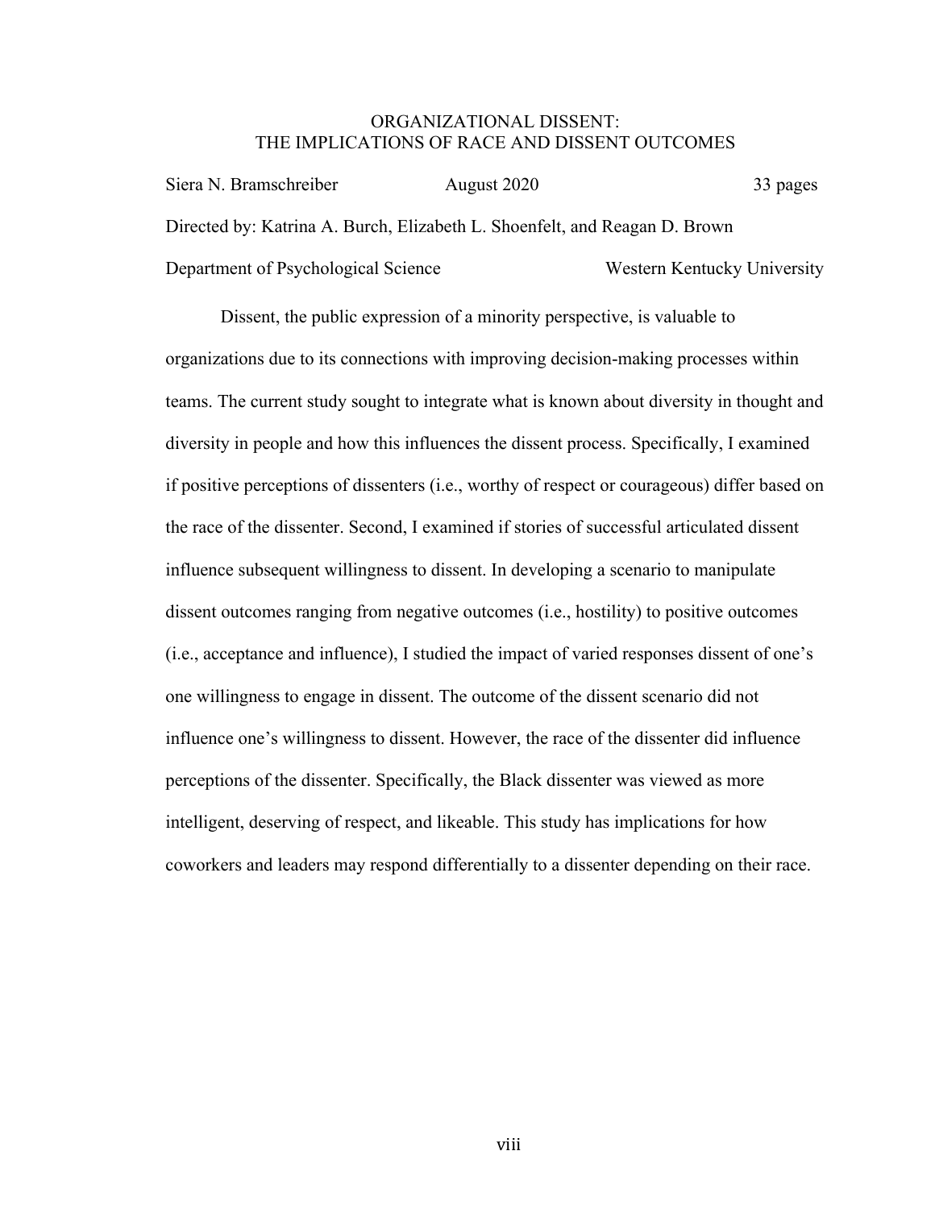# ORGANIZATIONAL DISSENT:
# THE IMPLICATIONS OF RACE AND DISSENT OUTCOMES

Siera N. Bramschreiber　　　　August 2020　　　　33 pages

Directed by: Katrina A. Burch, Elizabeth L. Shoenfelt, and Reagan D. Brown

Department of Psychological Science　　　　Western Kentucky University

Dissent, the public expression of a minority perspective, is valuable to organizations due to its connections with improving decision-making processes within teams. The current study sought to integrate what is known about diversity in thought and diversity in people and how this influences the dissent process. Specifically, I examined if positive perceptions of dissenters (i.e., worthy of respect or courageous) differ based on the race of the dissenter. Second, I examined if stories of successful articulated dissent influence subsequent willingness to dissent. In developing a scenario to manipulate dissent outcomes ranging from negative outcomes (i.e., hostility) to positive outcomes (i.e., acceptance and influence), I studied the impact of varied responses dissent of one's one willingness to engage in dissent. The outcome of the dissent scenario did not influence one's willingness to dissent. However, the race of the dissenter did influence perceptions of the dissenter. Specifically, the Black dissenter was viewed as more intelligent, deserving of respect, and likeable. This study has implications for how coworkers and leaders may respond differentially to a dissenter depending on their race.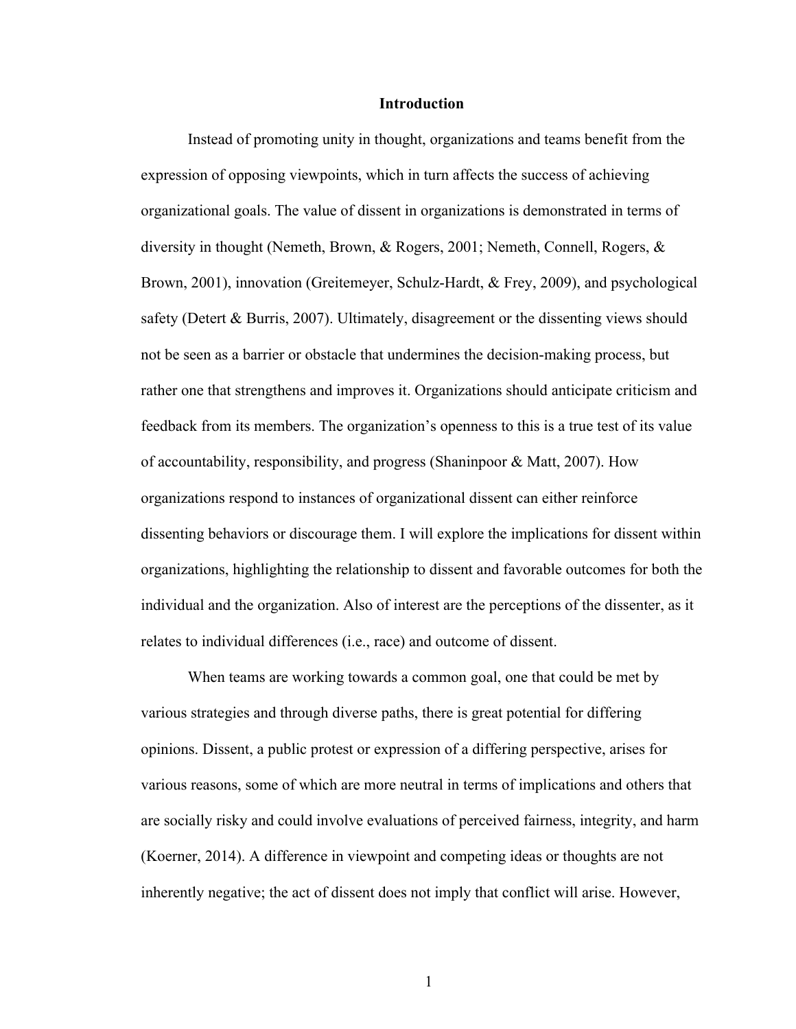# Introduction

Instead of promoting unity in thought, organizations and teams benefit from the expression of opposing viewpoints, which in turn affects the success of achieving organizational goals. The value of dissent in organizations is demonstrated in terms of diversity in thought (Nemeth, Brown, & Rogers, 2001; Nemeth, Connell, Rogers, & Brown, 2001), innovation (Greitemeyer, Schulz-Hardt, & Frey, 2009), and psychological safety (Detert & Burris, 2007). Ultimately, disagreement or the dissenting views should not be seen as a barrier or obstacle that undermines the decision-making process, but rather one that strengthens and improves it. Organizations should anticipate criticism and feedback from its members. The organization's openness to this is a true test of its value of accountability, responsibility, and progress (Shaninpoor & Matt, 2007). How organizations respond to instances of organizational dissent can either reinforce dissenting behaviors or discourage them. I will explore the implications for dissent within organizations, highlighting the relationship to dissent and favorable outcomes for both the individual and the organization. Also of interest are the perceptions of the dissenter, as it relates to individual differences (i.e., race) and outcome of dissent.

When teams are working towards a common goal, one that could be met by various strategies and through diverse paths, there is great potential for differing opinions. Dissent, a public protest or expression of a differing perspective, arises for various reasons, some of which are more neutral in terms of implications and others that are socially risky and could involve evaluations of perceived fairness, integrity, and harm (Koerner, 2014). A difference in viewpoint and competing ideas or thoughts are not inherently negative; the act of dissent does not imply that conflict will arise. However,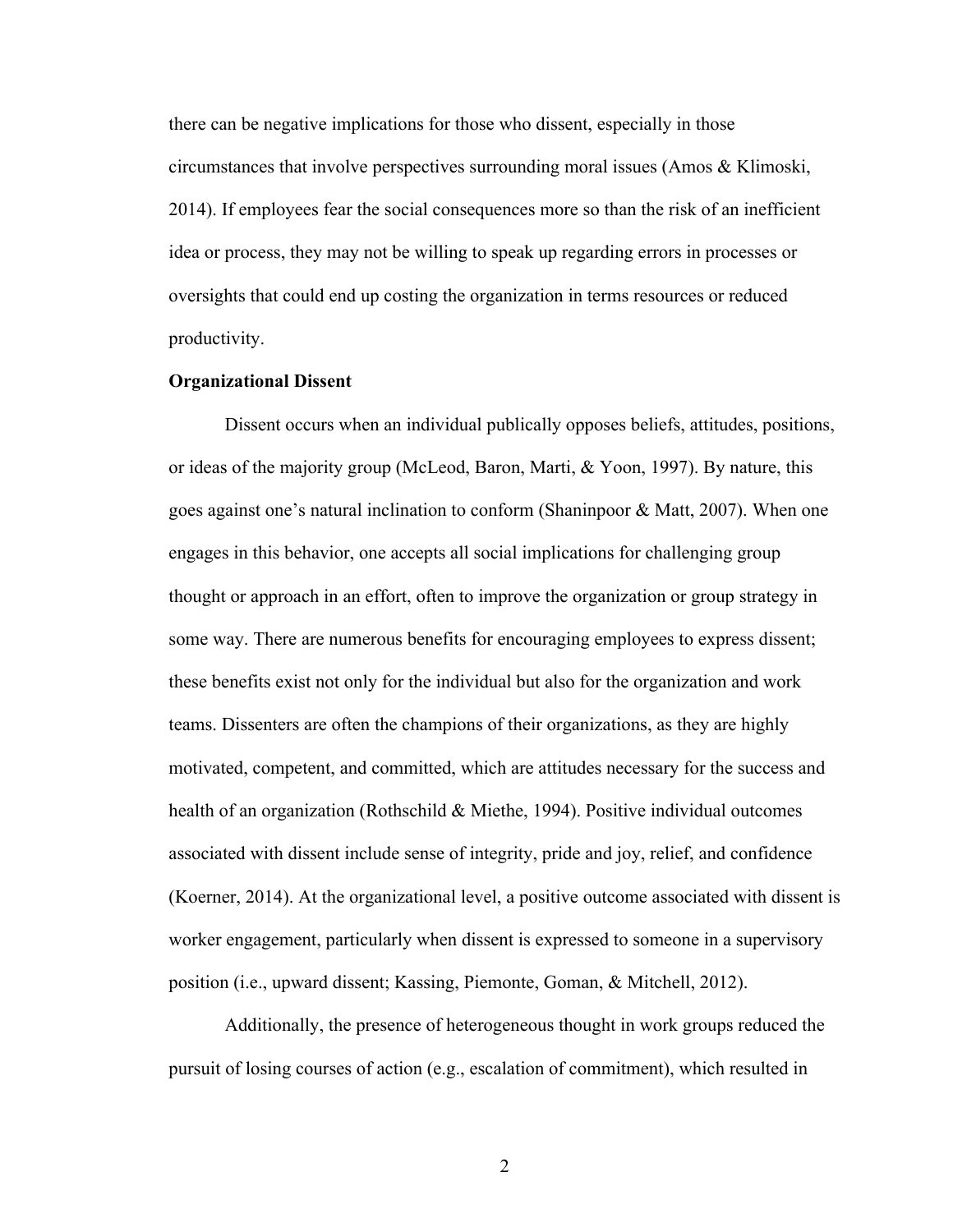there can be negative implications for those who dissent, especially in those circumstances that involve perspectives surrounding moral issues (Amos & Klimoski, 2014). If employees fear the social consequences more so than the risk of an inefficient idea or process, they may not be willing to speak up regarding errors in processes or oversights that could end up costing the organization in terms resources or reduced productivity.

**Organizational Dissent**

Dissent occurs when an individual publically opposes beliefs, attitudes, positions, or ideas of the majority group (McLeod, Baron, Marti, & Yoon, 1997). By nature, this goes against one's natural inclination to conform (Shaninpoor & Matt, 2007). When one engages in this behavior, one accepts all social implications for challenging group thought or approach in an effort, often to improve the organization or group strategy in some way. There are numerous benefits for encouraging employees to express dissent; these benefits exist not only for the individual but also for the organization and work teams. Dissenters are often the champions of their organizations, as they are highly motivated, competent, and committed, which are attitudes necessary for the success and health of an organization (Rothschild & Miethe, 1994). Positive individual outcomes associated with dissent include sense of integrity, pride and joy, relief, and confidence (Koerner, 2014). At the organizational level, a positive outcome associated with dissent is worker engagement, particularly when dissent is expressed to someone in a supervisory position (i.e., upward dissent; Kassing, Piemonte, Goman, & Mitchell, 2012).

Additionally, the presence of heterogeneous thought in work groups reduced the pursuit of losing courses of action (e.g., escalation of commitment), which resulted in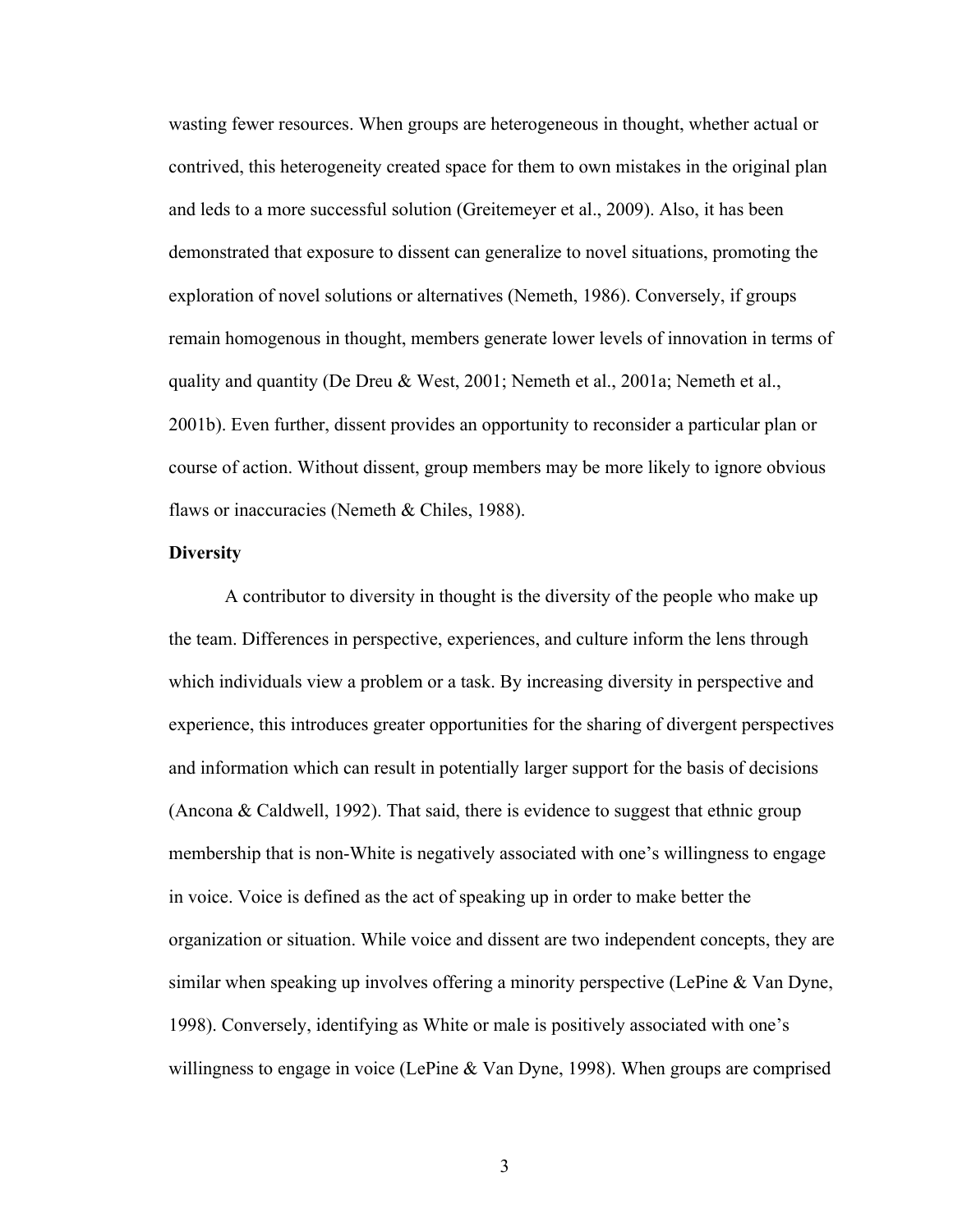wasting fewer resources. When groups are heterogeneous in thought, whether actual or contrived, this heterogeneity created space for them to own mistakes in the original plan and leds to a more successful solution (Greitemeyer et al., 2009). Also, it has been demonstrated that exposure to dissent can generalize to novel situations, promoting the exploration of novel solutions or alternatives (Nemeth, 1986). Conversely, if groups remain homogenous in thought, members generate lower levels of innovation in terms of quality and quantity (De Dreu & West, 2001; Nemeth et al., 2001a; Nemeth et al., 2001b). Even further, dissent provides an opportunity to reconsider a particular plan or course of action. Without dissent, group members may be more likely to ignore obvious flaws or inaccuracies (Nemeth & Chiles, 1988).

**Diversity**

A contributor to diversity in thought is the diversity of the people who make up the team. Differences in perspective, experiences, and culture inform the lens through which individuals view a problem or a task. By increasing diversity in perspective and experience, this introduces greater opportunities for the sharing of divergent perspectives and information which can result in potentially larger support for the basis of decisions (Ancona & Caldwell, 1992). That said, there is evidence to suggest that ethnic group membership that is non-White is negatively associated with one's willingness to engage in voice. Voice is defined as the act of speaking up in order to make better the organization or situation. While voice and dissent are two independent concepts, they are similar when speaking up involves offering a minority perspective (LePine & Van Dyne, 1998). Conversely, identifying as White or male is positively associated with one's willingness to engage in voice (LePine & Van Dyne, 1998). When groups are comprised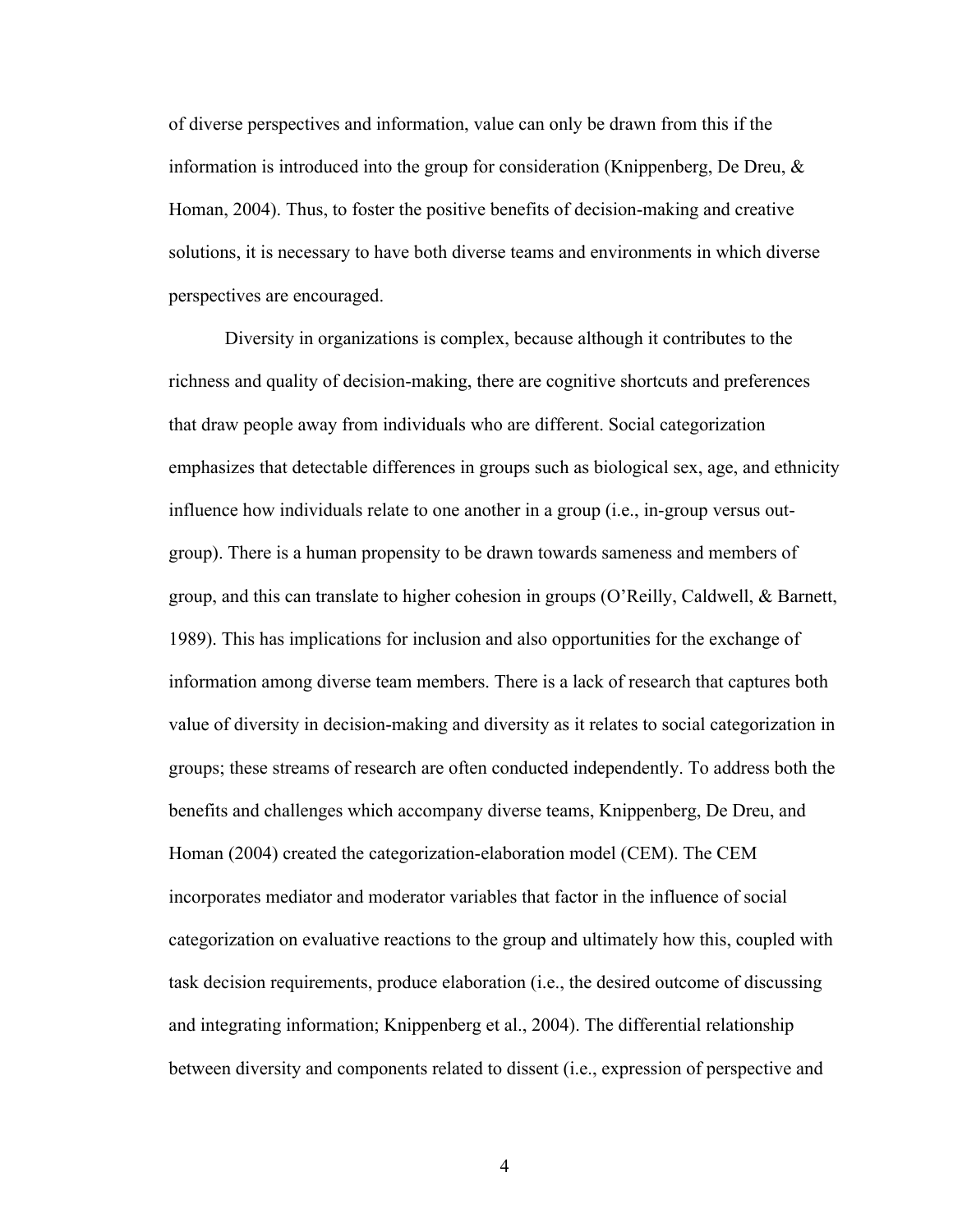of diverse perspectives and information, value can only be drawn from this if the information is introduced into the group for consideration (Knippenberg, De Dreu, & Homan, 2004). Thus, to foster the positive benefits of decision-making and creative solutions, it is necessary to have both diverse teams and environments in which diverse perspectives are encouraged.

Diversity in organizations is complex, because although it contributes to the richness and quality of decision-making, there are cognitive shortcuts and preferences that draw people away from individuals who are different. Social categorization emphasizes that detectable differences in groups such as biological sex, age, and ethnicity influence how individuals relate to one another in a group (i.e., in-group versus out-group). There is a human propensity to be drawn towards sameness and members of group, and this can translate to higher cohesion in groups (O'Reilly, Caldwell, & Barnett, 1989). This has implications for inclusion and also opportunities for the exchange of information among diverse team members. There is a lack of research that captures both value of diversity in decision-making and diversity as it relates to social categorization in groups; these streams of research are often conducted independently. To address both the benefits and challenges which accompany diverse teams, Knippenberg, De Dreu, and Homan (2004) created the categorization-elaboration model (CEM). The CEM incorporates mediator and moderator variables that factor in the influence of social categorization on evaluative reactions to the group and ultimately how this, coupled with task decision requirements, produce elaboration (i.e., the desired outcome of discussing and integrating information; Knippenberg et al., 2004). The differential relationship between diversity and components related to dissent (i.e., expression of perspective and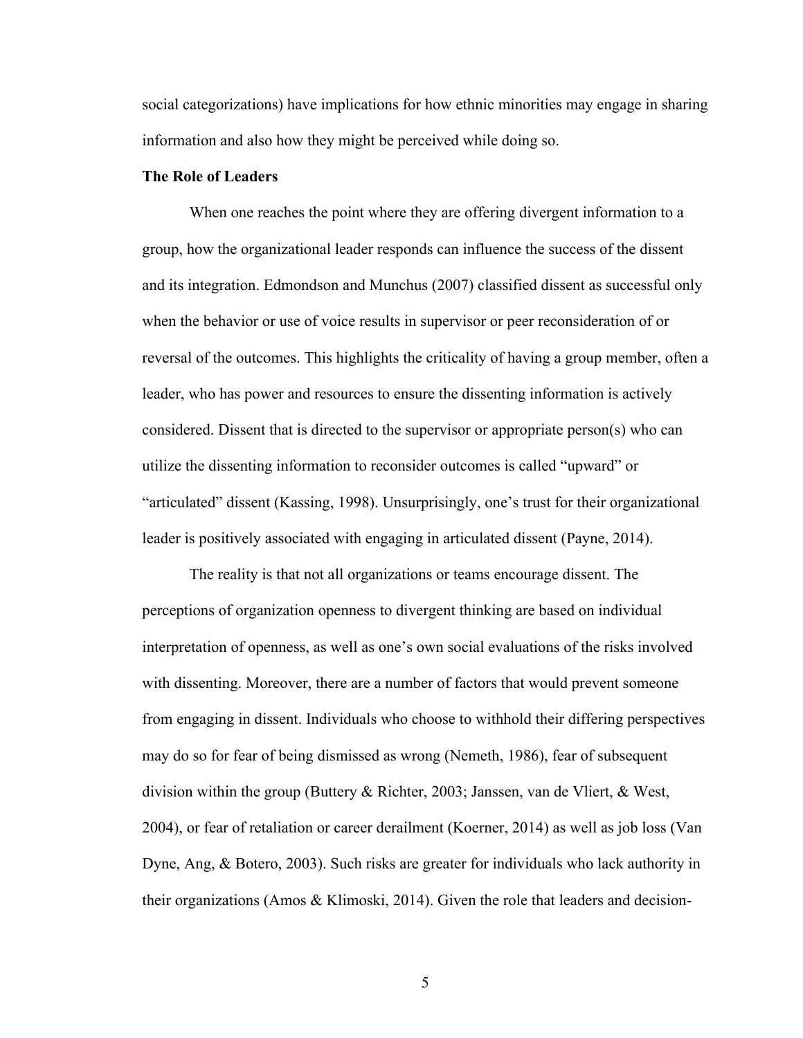social categorizations) have implications for how ethnic minorities may engage in sharing information and also how they might be perceived while doing so.

**The Role of Leaders**

When one reaches the point where they are offering divergent information to a group, how the organizational leader responds can influence the success of the dissent and its integration. Edmondson and Munchus (2007) classified dissent as successful only when the behavior or use of voice results in supervisor or peer reconsideration of or reversal of the outcomes. This highlights the criticality of having a group member, often a leader, who has power and resources to ensure the dissenting information is actively considered. Dissent that is directed to the supervisor or appropriate person(s) who can utilize the dissenting information to reconsider outcomes is called "upward" or "articulated" dissent (Kassing, 1998). Unsurprisingly, one's trust for their organizational leader is positively associated with engaging in articulated dissent (Payne, 2014).

The reality is that not all organizations or teams encourage dissent. The perceptions of organization openness to divergent thinking are based on individual interpretation of openness, as well as one's own social evaluations of the risks involved with dissenting. Moreover, there are a number of factors that would prevent someone from engaging in dissent. Individuals who choose to withhold their differing perspectives may do so for fear of being dismissed as wrong (Nemeth, 1986), fear of subsequent division within the group (Buttery & Richter, 2003; Janssen, van de Vliert, & West, 2004), or fear of retaliation or career derailment (Koerner, 2014) as well as job loss (Van Dyne, Ang, & Botero, 2003). Such risks are greater for individuals who lack authority in their organizations (Amos & Klimoski, 2014). Given the role that leaders and decision-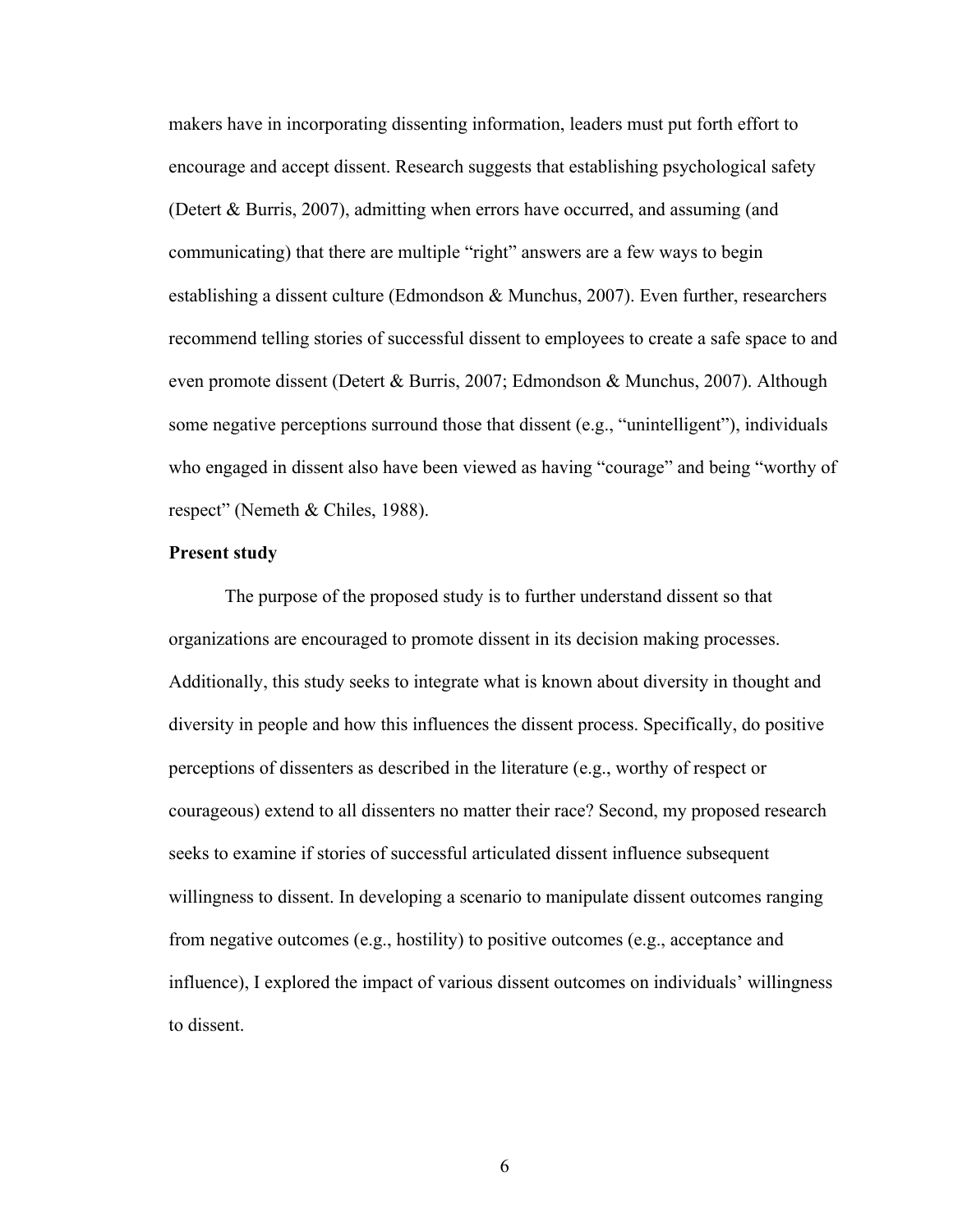makers have in incorporating dissenting information, leaders must put forth effort to encourage and accept dissent. Research suggests that establishing psychological safety (Detert & Burris, 2007), admitting when errors have occurred, and assuming (and communicating) that there are multiple "right" answers are a few ways to begin establishing a dissent culture (Edmondson & Munchus, 2007). Even further, researchers recommend telling stories of successful dissent to employees to create a safe space to and even promote dissent (Detert & Burris, 2007; Edmondson & Munchus, 2007). Although some negative perceptions surround those that dissent (e.g., "unintelligent"), individuals who engaged in dissent also have been viewed as having "courage" and being "worthy of respect" (Nemeth & Chiles, 1988).

**Present study**

The purpose of the proposed study is to further understand dissent so that organizations are encouraged to promote dissent in its decision making processes. Additionally, this study seeks to integrate what is known about diversity in thought and diversity in people and how this influences the dissent process. Specifically, do positive perceptions of dissenters as described in the literature (e.g., worthy of respect or courageous) extend to all dissenters no matter their race? Second, my proposed research seeks to examine if stories of successful articulated dissent influence subsequent willingness to dissent. In developing a scenario to manipulate dissent outcomes ranging from negative outcomes (e.g., hostility) to positive outcomes (e.g., acceptance and influence), I explored the impact of various dissent outcomes on individuals' willingness to dissent.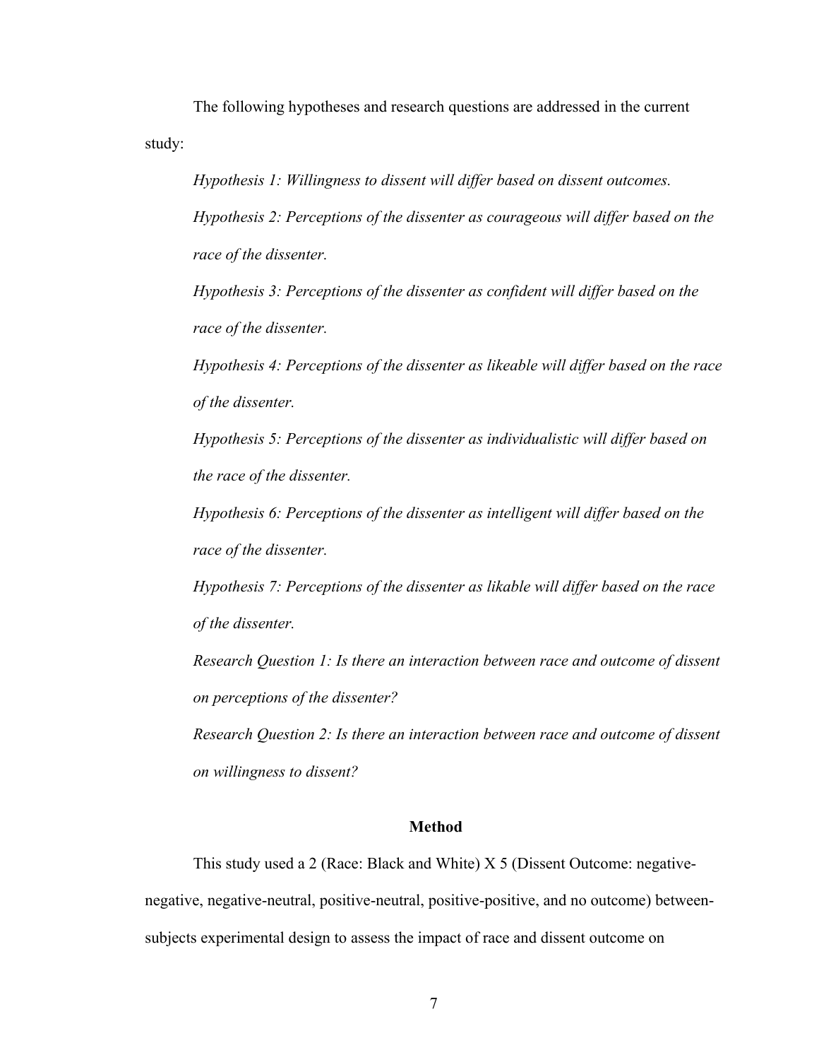The following hypotheses and research questions are addressed in the current study:

*Hypothesis 1: Willingness to dissent will differ based on dissent outcomes.*

*Hypothesis 2: Perceptions of the dissenter as courageous will differ based on the race of the dissenter.*

*Hypothesis 3: Perceptions of the dissenter as confident will differ based on the race of the dissenter.*

*Hypothesis 4: Perceptions of the dissenter as likeable will differ based on the race of the dissenter.*

*Hypothesis 5: Perceptions of the dissenter as individualistic will differ based on the race of the dissenter.*

*Hypothesis 6: Perceptions of the dissenter as intelligent will differ based on the race of the dissenter.*

*Hypothesis 7: Perceptions of the dissenter as likable will differ based on the race of the dissenter.*

*Research Question 1: Is there an interaction between race and outcome of dissent on perceptions of the dissenter?*

*Research Question 2: Is there an interaction between race and outcome of dissent on willingness to dissent?*

## Method

This study used a 2 (Race: Black and White) X 5 (Dissent Outcome: negative-negative, negative-neutral, positive-neutral, positive-positive, and no outcome) between-subjects experimental design to assess the impact of race and dissent outcome on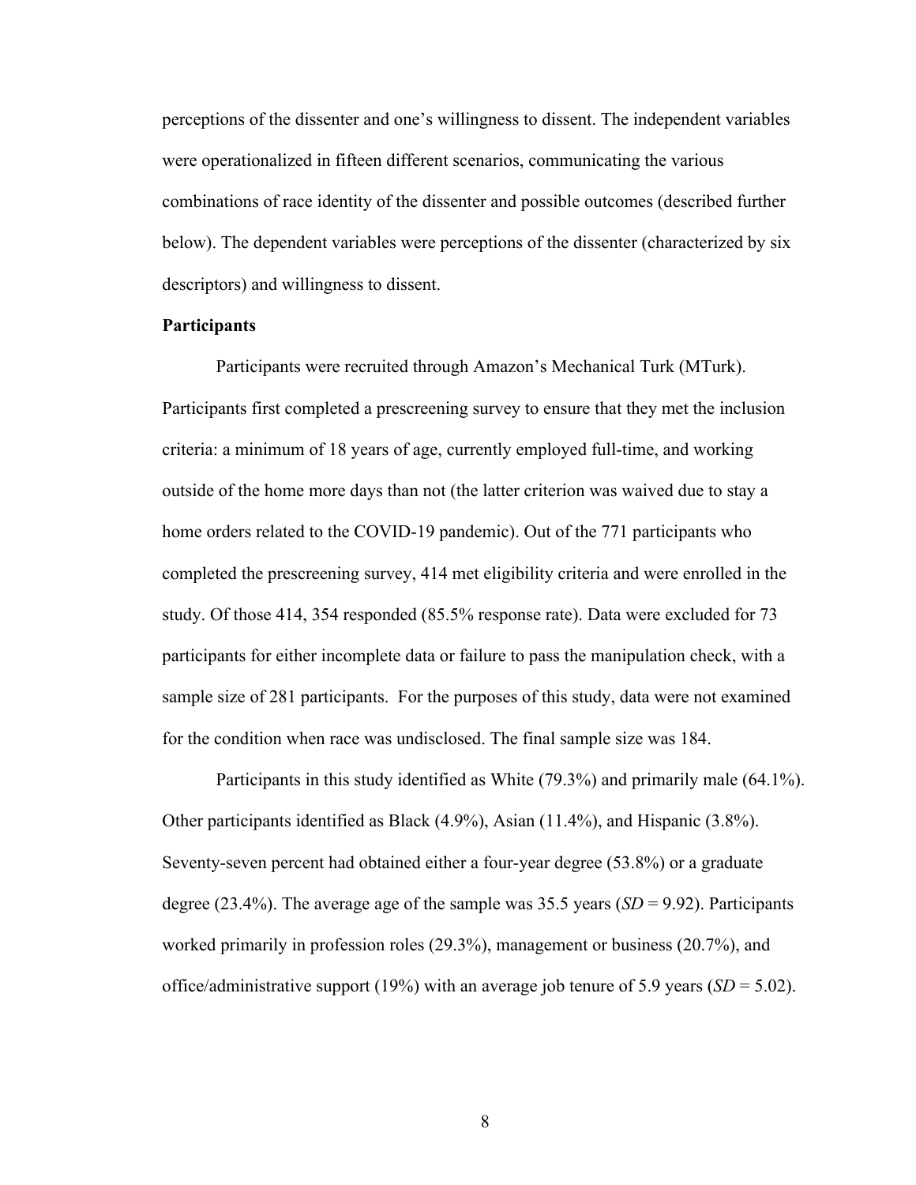perceptions of the dissenter and one's willingness to dissent. The independent variables were operationalized in fifteen different scenarios, communicating the various combinations of race identity of the dissenter and possible outcomes (described further below). The dependent variables were perceptions of the dissenter (characterized by six descriptors) and willingness to dissent.

**Participants**

Participants were recruited through Amazon's Mechanical Turk (MTurk). Participants first completed a prescreening survey to ensure that they met the inclusion criteria: a minimum of 18 years of age, currently employed full-time, and working outside of the home more days than not (the latter criterion was waived due to stay a home orders related to the COVID-19 pandemic). Out of the 771 participants who completed the prescreening survey, 414 met eligibility criteria and were enrolled in the study. Of those 414, 354 responded (85.5% response rate). Data were excluded for 73 participants for either incomplete data or failure to pass the manipulation check, with a sample size of 281 participants. For the purposes of this study, data were not examined for the condition when race was undisclosed. The final sample size was 184.

Participants in this study identified as White (79.3%) and primarily male (64.1%). Other participants identified as Black (4.9%), Asian (11.4%), and Hispanic (3.8%). Seventy-seven percent had obtained either a four-year degree (53.8%) or a graduate degree (23.4%). The average age of the sample was 35.5 years (*SD* = 9.92). Participants worked primarily in profession roles (29.3%), management or business (20.7%), and office/administrative support (19%) with an average job tenure of 5.9 years (*SD* = 5.02).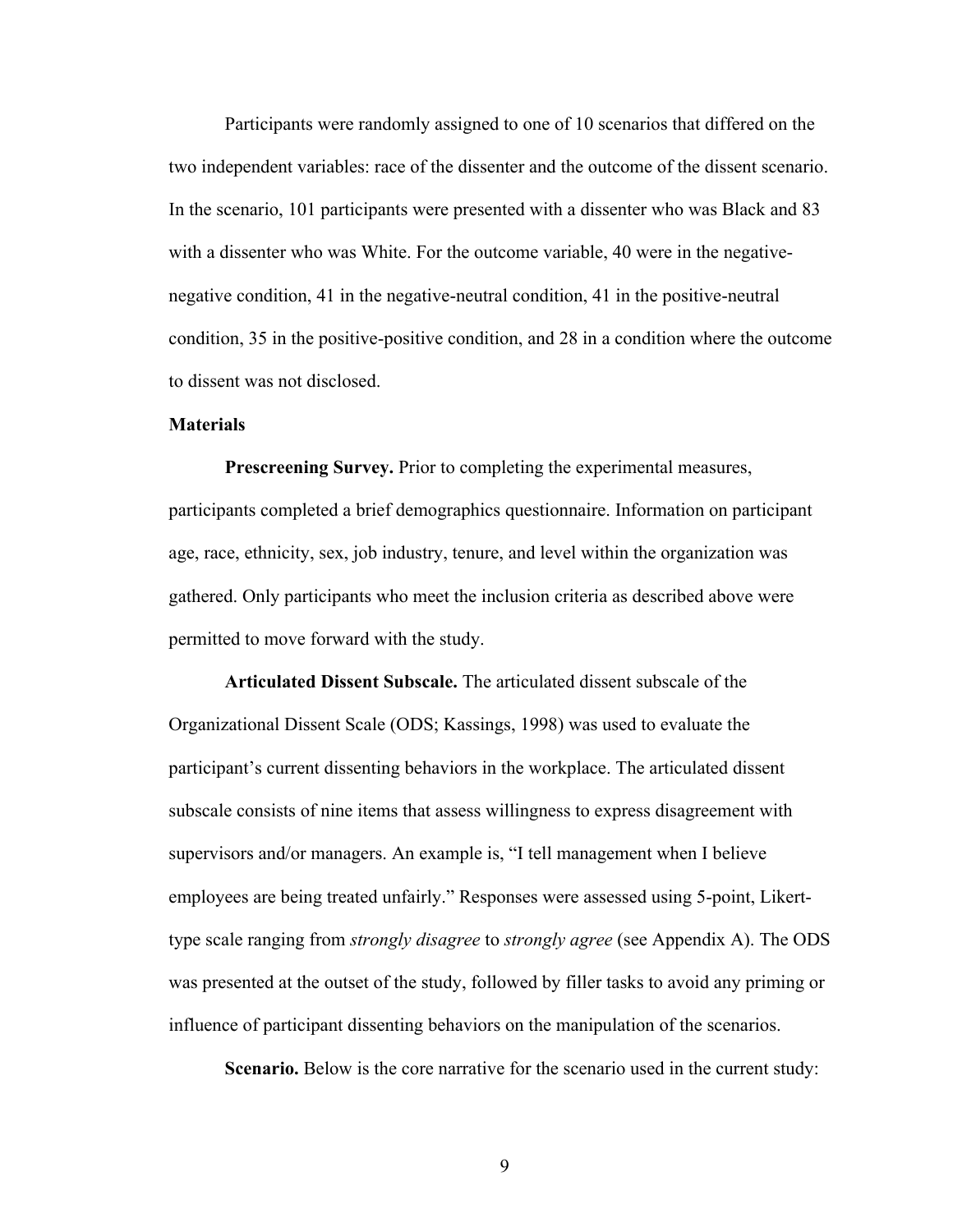Participants were randomly assigned to one of 10 scenarios that differed on the two independent variables: race of the dissenter and the outcome of the dissent scenario. In the scenario, 101 participants were presented with a dissenter who was Black and 83 with a dissenter who was White. For the outcome variable, 40 were in the negative-negative condition, 41 in the negative-neutral condition, 41 in the positive-neutral condition, 35 in the positive-positive condition, and 28 in a condition where the outcome to dissent was not disclosed.

### Materials

**Prescreening Survey.** Prior to completing the experimental measures, participants completed a brief demographics questionnaire. Information on participant age, race, ethnicity, sex, job industry, tenure, and level within the organization was gathered. Only participants who meet the inclusion criteria as described above were permitted to move forward with the study.

**Articulated Dissent Subscale.** The articulated dissent subscale of the Organizational Dissent Scale (ODS; Kassings, 1998) was used to evaluate the participant's current dissenting behaviors in the workplace. The articulated dissent subscale consists of nine items that assess willingness to express disagreement with supervisors and/or managers. An example is, "I tell management when I believe employees are being treated unfairly." Responses were assessed using 5-point, Likert-type scale ranging from *strongly disagree* to *strongly agree* (see Appendix A). The ODS was presented at the outset of the study, followed by filler tasks to avoid any priming or influence of participant dissenting behaviors on the manipulation of the scenarios.

**Scenario.** Below is the core narrative for the scenario used in the current study: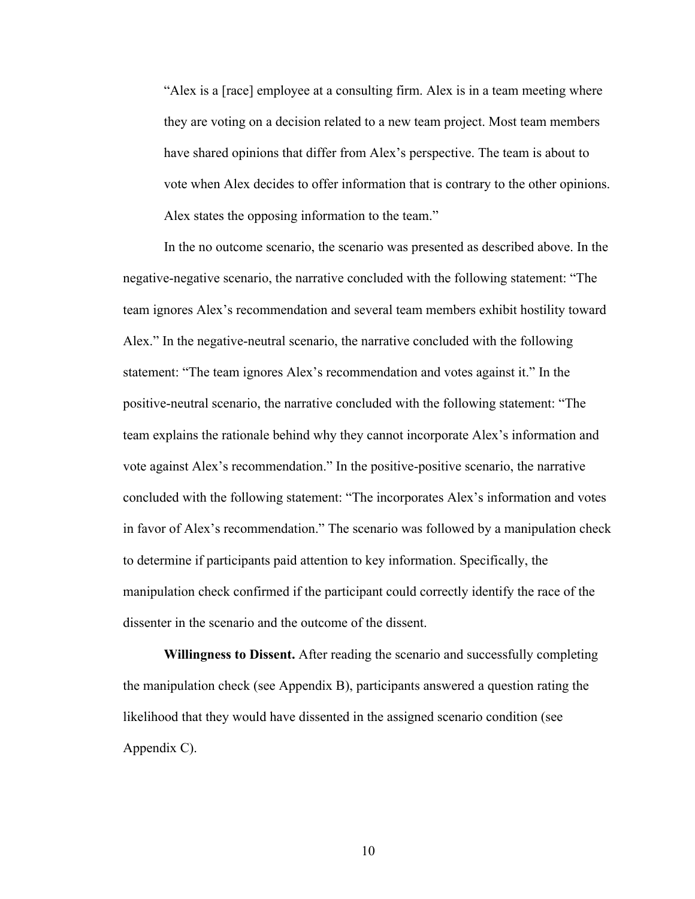> "Alex is a [race] employee at a consulting firm. Alex is in a team meeting where they are voting on a decision related to a new team project. Most team members have shared opinions that differ from Alex's perspective. The team is about to vote when Alex decides to offer information that is contrary to the other opinions. Alex states the opposing information to the team."

In the no outcome scenario, the scenario was presented as described above. In the negative-negative scenario, the narrative concluded with the following statement: "The team ignores Alex's recommendation and several team members exhibit hostility toward Alex." In the negative-neutral scenario, the narrative concluded with the following statement: "The team ignores Alex's recommendation and votes against it." In the positive-neutral scenario, the narrative concluded with the following statement: "The team explains the rationale behind why they cannot incorporate Alex's information and vote against Alex's recommendation." In the positive-positive scenario, the narrative concluded with the following statement: "The incorporates Alex's information and votes in favor of Alex's recommendation." The scenario was followed by a manipulation check to determine if participants paid attention to key information. Specifically, the manipulation check confirmed if the participant could correctly identify the race of the dissenter in the scenario and the outcome of the dissent.

**Willingness to Dissent.** After reading the scenario and successfully completing the manipulation check (see Appendix B), participants answered a question rating the likelihood that they would have dissented in the assigned scenario condition (see Appendix C).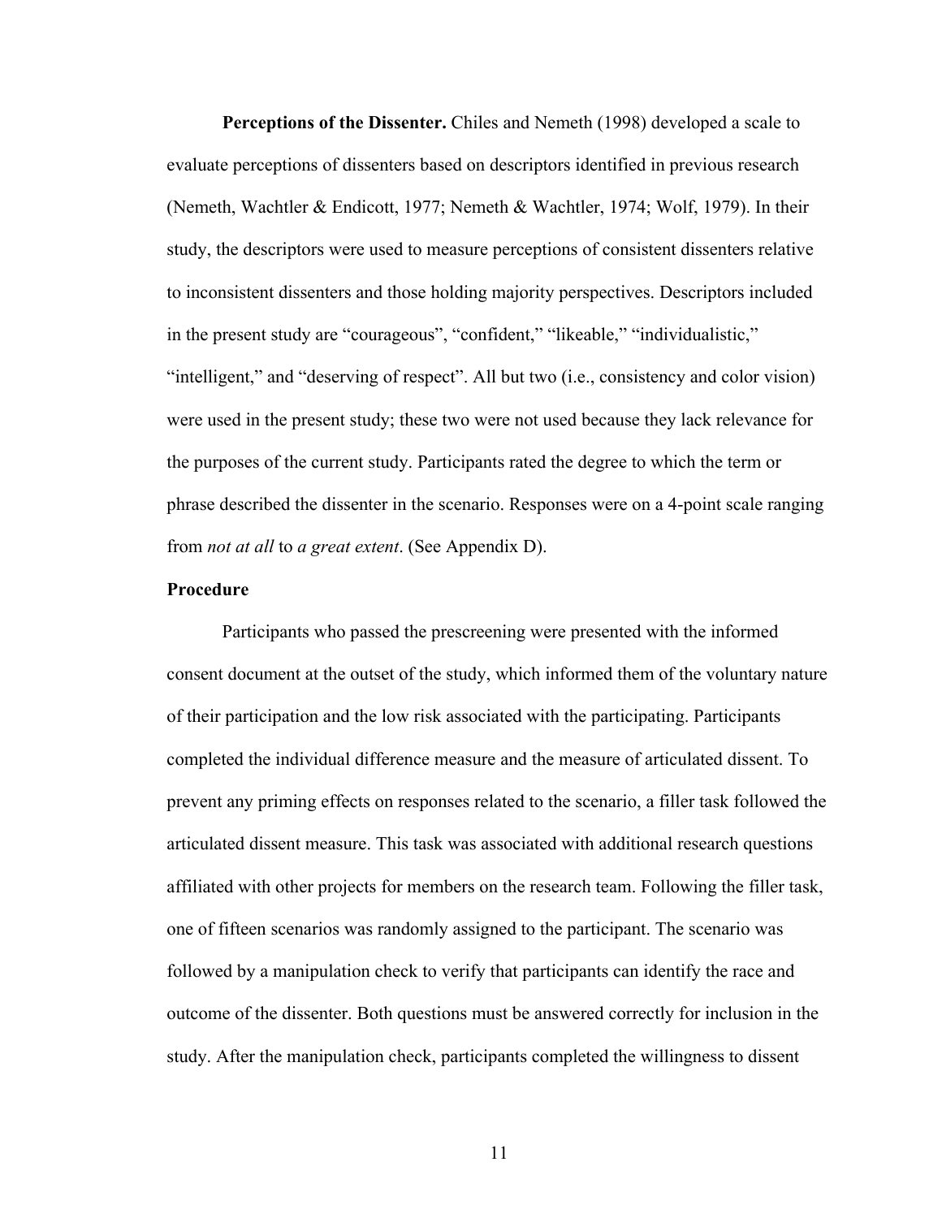**Perceptions of the Dissenter.** Chiles and Nemeth (1998) developed a scale to evaluate perceptions of dissenters based on descriptors identified in previous research (Nemeth, Wachtler & Endicott, 1977; Nemeth & Wachtler, 1974; Wolf, 1979). In their study, the descriptors were used to measure perceptions of consistent dissenters relative to inconsistent dissenters and those holding majority perspectives. Descriptors included in the present study are "courageous", "confident," "likeable," "individualistic," "intelligent," and "deserving of respect". All but two (i.e., consistency and color vision) were used in the present study; these two were not used because they lack relevance for the purposes of the current study. Participants rated the degree to which the term or phrase described the dissenter in the scenario. Responses were on a 4-point scale ranging from *not at all* to *a great extent*. (See Appendix D).

**Procedure**

Participants who passed the prescreening were presented with the informed consent document at the outset of the study, which informed them of the voluntary nature of their participation and the low risk associated with the participating. Participants completed the individual difference measure and the measure of articulated dissent. To prevent any priming effects on responses related to the scenario, a filler task followed the articulated dissent measure. This task was associated with additional research questions affiliated with other projects for members on the research team. Following the filler task, one of fifteen scenarios was randomly assigned to the participant. The scenario was followed by a manipulation check to verify that participants can identify the race and outcome of the dissenter. Both questions must be answered correctly for inclusion in the study. After the manipulation check, participants completed the willingness to dissent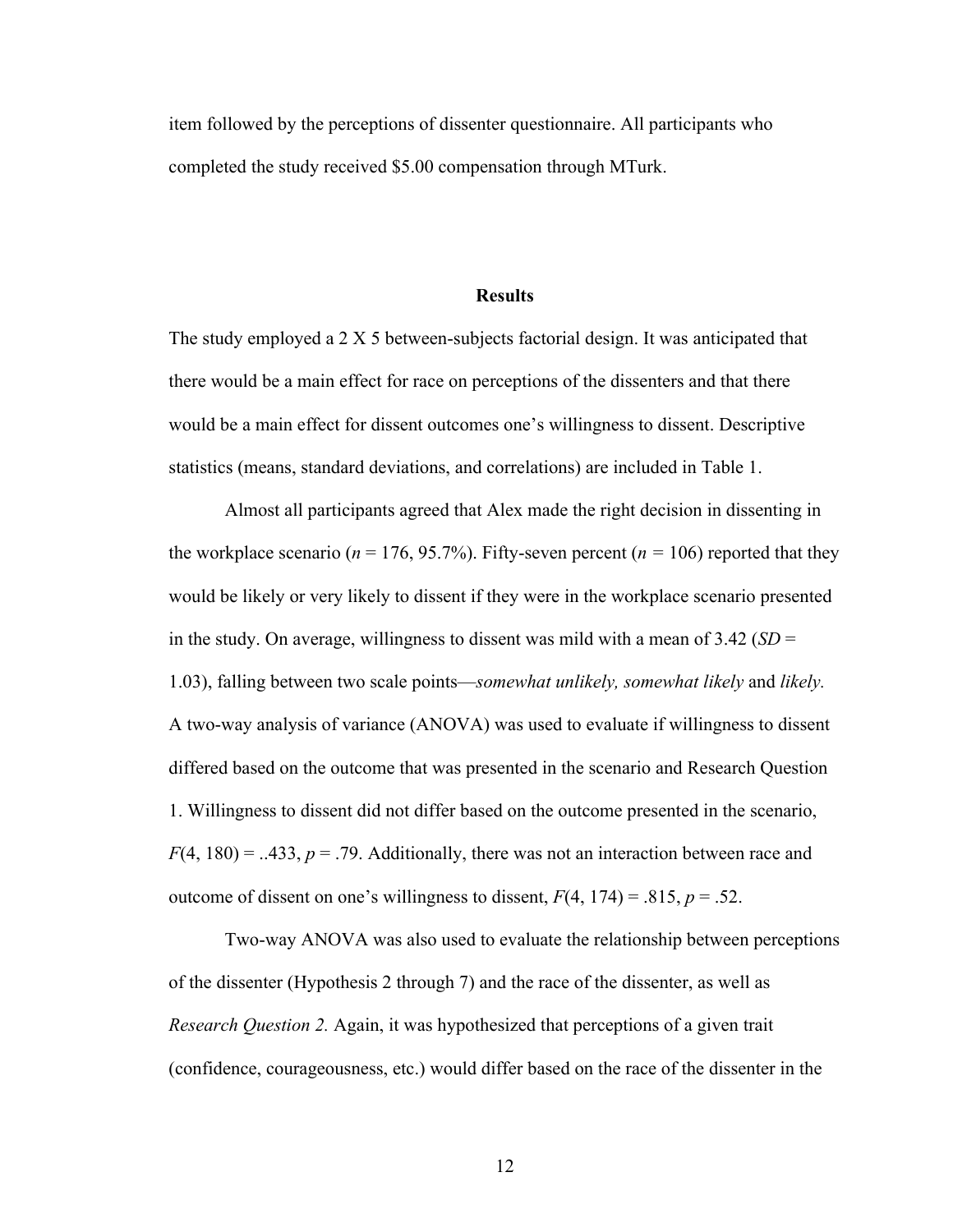item followed by the perceptions of dissenter questionnaire. All participants who completed the study received $5.00 compensation through MTurk.

## Results

The study employed a 2 X 5 between-subjects factorial design. It was anticipated that there would be a main effect for race on perceptions of the dissenters and that there would be a main effect for dissent outcomes one's willingness to dissent. Descriptive statistics (means, standard deviations, and correlations) are included in Table 1.

Almost all participants agreed that Alex made the right decision in dissenting in the workplace scenario ($n$ = 176, 95.7%). Fifty-seven percent ($n$ = 106) reported that they would be likely or very likely to dissent if they were in the workplace scenario presented in the study. On average, willingness to dissent was mild with a mean of 3.42 ($SD$ = 1.03), falling between two scale points—*somewhat unlikely, somewhat likely* and *likely.* A two-way analysis of variance (ANOVA) was used to evaluate if willingness to dissent differed based on the outcome that was presented in the scenario and Research Question 1. Willingness to dissent did not differ based on the outcome presented in the scenario, $F(4, 180)$ = ..433, $p$ = .79. Additionally, there was not an interaction between race and outcome of dissent on one's willingness to dissent, $F(4, 174)$ = .815, $p$ = .52.

Two-way ANOVA was also used to evaluate the relationship between perceptions of the dissenter (Hypothesis 2 through 7) and the race of the dissenter, as well as *Research Question 2.* Again, it was hypothesized that perceptions of a given trait (confidence, courageousness, etc.) would differ based on the race of the dissenter in the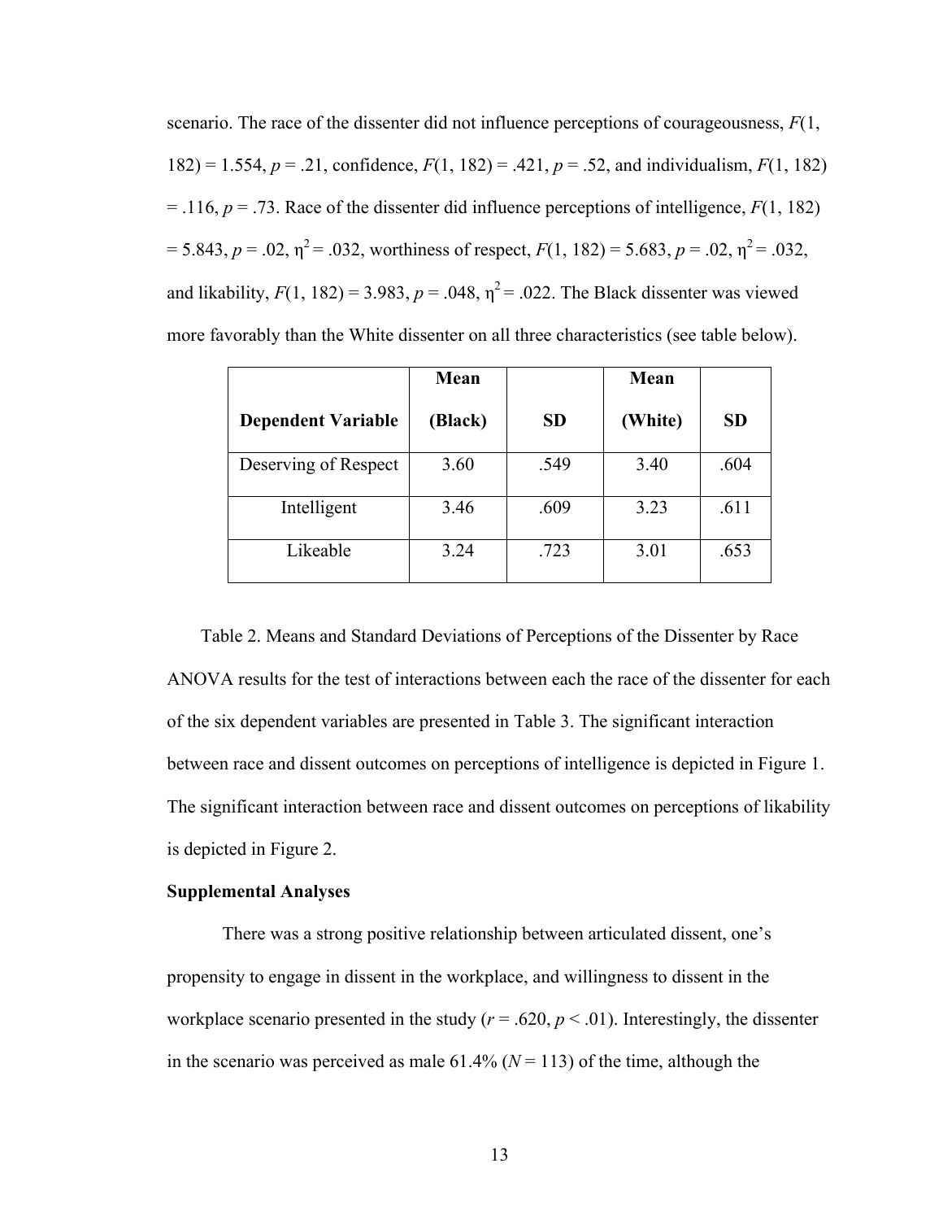scenario. The race of the dissenter did not influence perceptions of courageousness, $F(1, 182) = 1.554$, $p = .21$, confidence, $F(1, 182) = .421$, $p = .52$, and individualism, $F(1, 182) = .116$, $p = .73$. Race of the dissenter did influence perceptions of intelligence, $F(1, 182) = 5.843$, $p = .02$, $\eta^2 = .032$, worthiness of respect, $F(1, 182) = 5.683$, $p = .02$, $\eta^2 = .032$, and likability, $F(1, 182) = 3.983$, $p = .048$, $\eta^2 = .022$. The Black dissenter was viewed more favorably than the White dissenter on all three characteristics (see table below).

| Dependent Variable | Mean (Black) | SD | Mean (White) | SD |
|---|---|---|---|---|
| Deserving of Respect | 3.60 | .549 | 3.40 | .604 |
| Intelligent | 3.46 | .609 | 3.23 | .611 |
| Likeable | 3.24 | .723 | 3.01 | .653 |

Table 2. Means and Standard Deviations of Perceptions of the Dissenter by Race

ANOVA results for the test of interactions between each the race of the dissenter for each of the six dependent variables are presented in Table 3. The significant interaction between race and dissent outcomes on perceptions of intelligence is depicted in Figure 1. The significant interaction between race and dissent outcomes on perceptions of likability is depicted in Figure 2.

**Supplemental Analyses**

There was a strong positive relationship between articulated dissent, one's propensity to engage in dissent in the workplace, and willingness to dissent in the workplace scenario presented in the study ($r = .620$, $p < .01$). Interestingly, the dissenter in the scenario was perceived as male 61.4% ($N = 113$) of the time, although the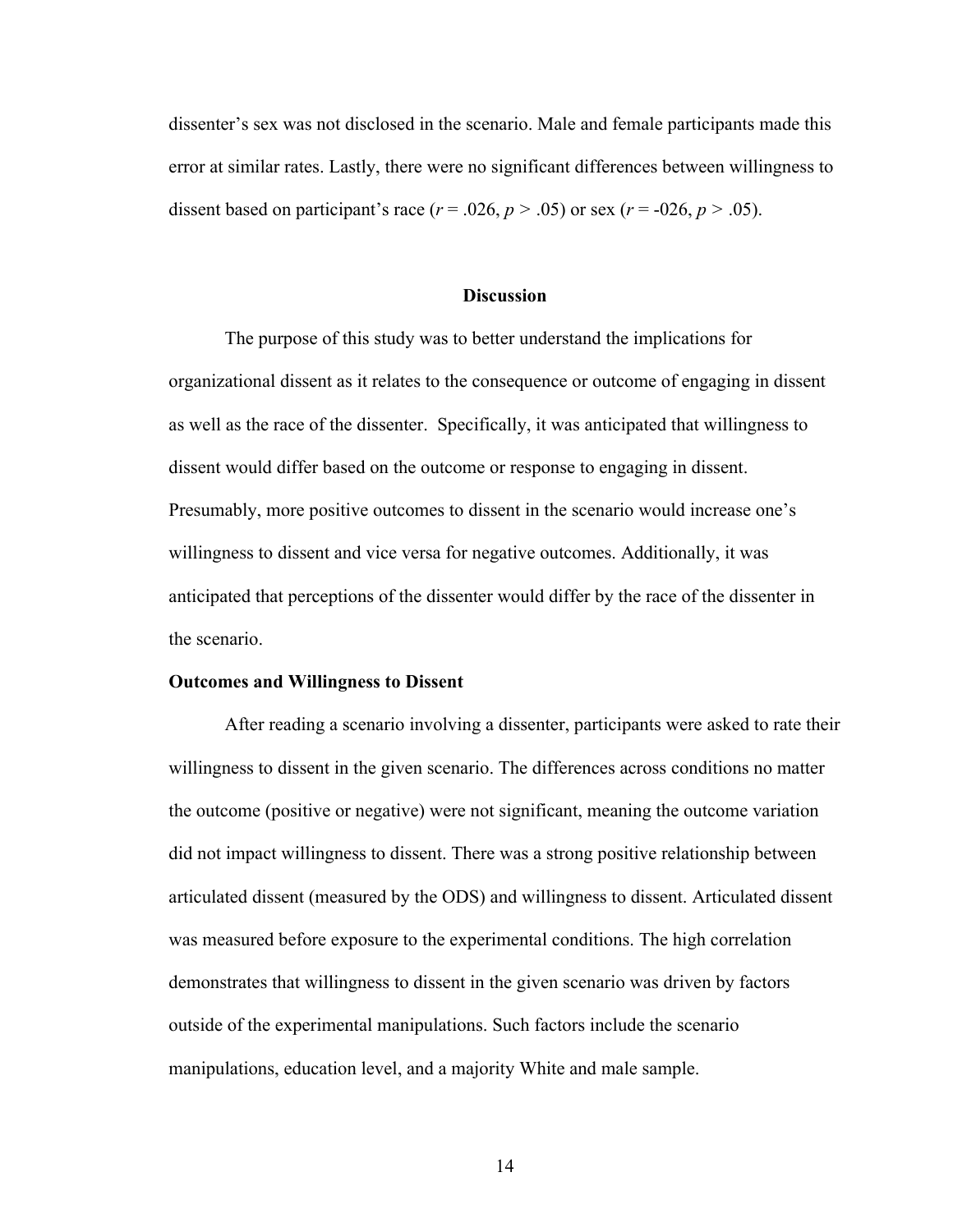dissenter's sex was not disclosed in the scenario. Male and female participants made this error at similar rates. Lastly, there were no significant differences between willingness to dissent based on participant's race ($r = .026$, $p > .05$) or sex ($r = -026$, $p > .05$).

## Discussion

The purpose of this study was to better understand the implications for organizational dissent as it relates to the consequence or outcome of engaging in dissent as well as the race of the dissenter. Specifically, it was anticipated that willingness to dissent would differ based on the outcome or response to engaging in dissent. Presumably, more positive outcomes to dissent in the scenario would increase one's willingness to dissent and vice versa for negative outcomes. Additionally, it was anticipated that perceptions of the dissenter would differ by the race of the dissenter in the scenario.

### Outcomes and Willingness to Dissent

After reading a scenario involving a dissenter, participants were asked to rate their willingness to dissent in the given scenario. The differences across conditions no matter the outcome (positive or negative) were not significant, meaning the outcome variation did not impact willingness to dissent. There was a strong positive relationship between articulated dissent (measured by the ODS) and willingness to dissent. Articulated dissent was measured before exposure to the experimental conditions. The high correlation demonstrates that willingness to dissent in the given scenario was driven by factors outside of the experimental manipulations. Such factors include the scenario manipulations, education level, and a majority White and male sample.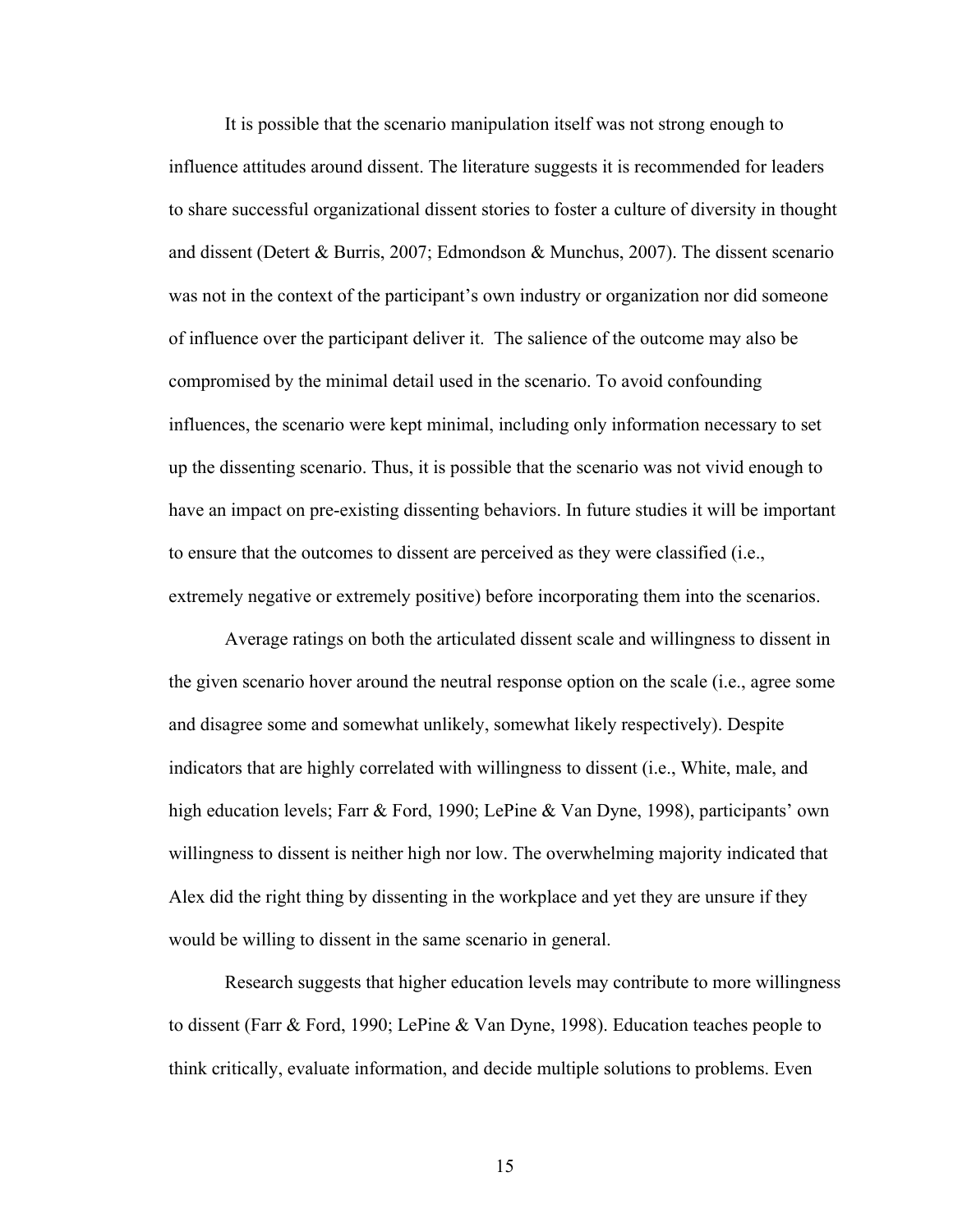It is possible that the scenario manipulation itself was not strong enough to influence attitudes around dissent. The literature suggests it is recommended for leaders to share successful organizational dissent stories to foster a culture of diversity in thought and dissent (Detert & Burris, 2007; Edmondson & Munchus, 2007). The dissent scenario was not in the context of the participant's own industry or organization nor did someone of influence over the participant deliver it. The salience of the outcome may also be compromised by the minimal detail used in the scenario. To avoid confounding influences, the scenario were kept minimal, including only information necessary to set up the dissenting scenario. Thus, it is possible that the scenario was not vivid enough to have an impact on pre-existing dissenting behaviors. In future studies it will be important to ensure that the outcomes to dissent are perceived as they were classified (i.e., extremely negative or extremely positive) before incorporating them into the scenarios.

Average ratings on both the articulated dissent scale and willingness to dissent in the given scenario hover around the neutral response option on the scale (i.e., agree some and disagree some and somewhat unlikely, somewhat likely respectively). Despite indicators that are highly correlated with willingness to dissent (i.e., White, male, and high education levels; Farr & Ford, 1990; LePine & Van Dyne, 1998), participants' own willingness to dissent is neither high nor low. The overwhelming majority indicated that Alex did the right thing by dissenting in the workplace and yet they are unsure if they would be willing to dissent in the same scenario in general.

Research suggests that higher education levels may contribute to more willingness to dissent (Farr & Ford, 1990; LePine & Van Dyne, 1998). Education teaches people to think critically, evaluate information, and decide multiple solutions to problems. Even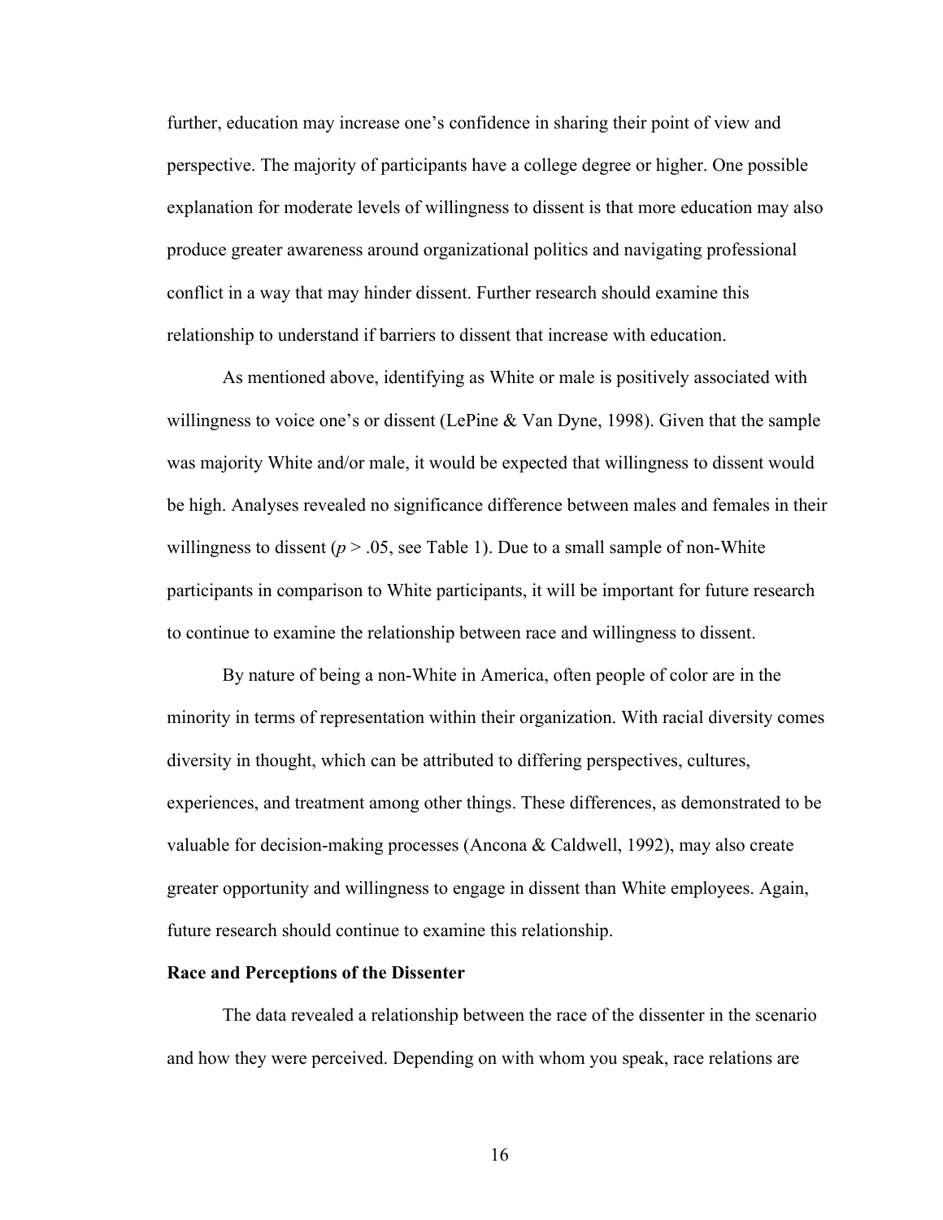further, education may increase one's confidence in sharing their point of view and perspective. The majority of participants have a college degree or higher. One possible explanation for moderate levels of willingness to dissent is that more education may also produce greater awareness around organizational politics and navigating professional conflict in a way that may hinder dissent. Further research should examine this relationship to understand if barriers to dissent that increase with education.

As mentioned above, identifying as White or male is positively associated with willingness to voice one's or dissent (LePine & Van Dyne, 1998). Given that the sample was majority White and/or male, it would be expected that willingness to dissent would be high. Analyses revealed no significance difference between males and females in their willingness to dissent ($p > .05$, see Table 1). Due to a small sample of non-White participants in comparison to White participants, it will be important for future research to continue to examine the relationship between race and willingness to dissent.

By nature of being a non-White in America, often people of color are in the minority in terms of representation within their organization. With racial diversity comes diversity in thought, which can be attributed to differing perspectives, cultures, experiences, and treatment among other things. These differences, as demonstrated to be valuable for decision-making processes (Ancona & Caldwell, 1992), may also create greater opportunity and willingness to engage in dissent than White employees. Again, future research should continue to examine this relationship.

**Race and Perceptions of the Dissenter**

The data revealed a relationship between the race of the dissenter in the scenario and how they were perceived. Depending on with whom you speak, race relations are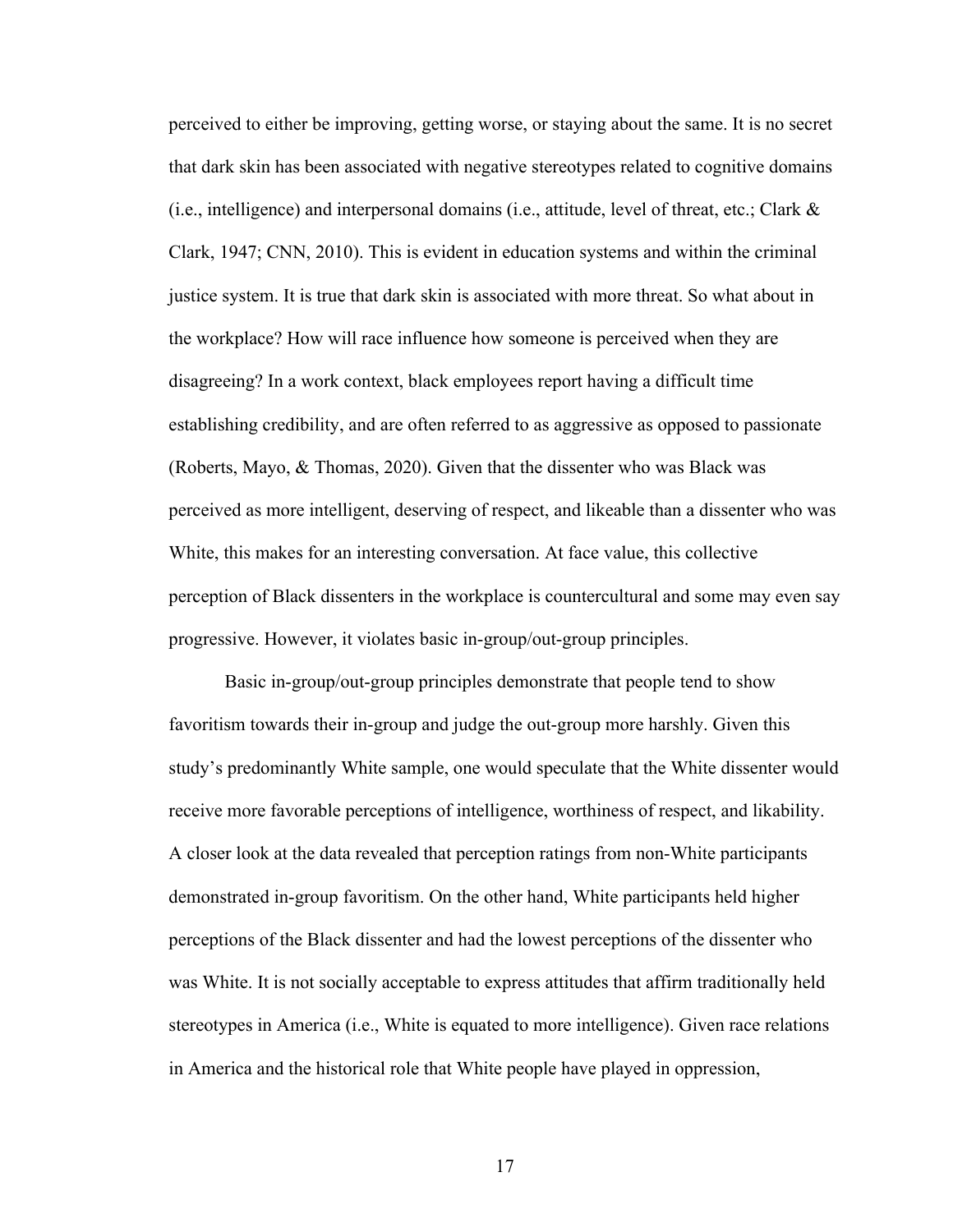perceived to either be improving, getting worse, or staying about the same. It is no secret that dark skin has been associated with negative stereotypes related to cognitive domains (i.e., intelligence) and interpersonal domains (i.e., attitude, level of threat, etc.; Clark & Clark, 1947; CNN, 2010). This is evident in education systems and within the criminal justice system. It is true that dark skin is associated with more threat. So what about in the workplace? How will race influence how someone is perceived when they are disagreeing? In a work context, black employees report having a difficult time establishing credibility, and are often referred to as aggressive as opposed to passionate (Roberts, Mayo, & Thomas, 2020). Given that the dissenter who was Black was perceived as more intelligent, deserving of respect, and likeable than a dissenter who was White, this makes for an interesting conversation. At face value, this collective perception of Black dissenters in the workplace is countercultural and some may even say progressive. However, it violates basic in-group/out-group principles.

Basic in-group/out-group principles demonstrate that people tend to show favoritism towards their in-group and judge the out-group more harshly. Given this study's predominantly White sample, one would speculate that the White dissenter would receive more favorable perceptions of intelligence, worthiness of respect, and likability. A closer look at the data revealed that perception ratings from non-White participants demonstrated in-group favoritism. On the other hand, White participants held higher perceptions of the Black dissenter and had the lowest perceptions of the dissenter who was White. It is not socially acceptable to express attitudes that affirm traditionally held stereotypes in America (i.e., White is equated to more intelligence). Given race relations in America and the historical role that White people have played in oppression,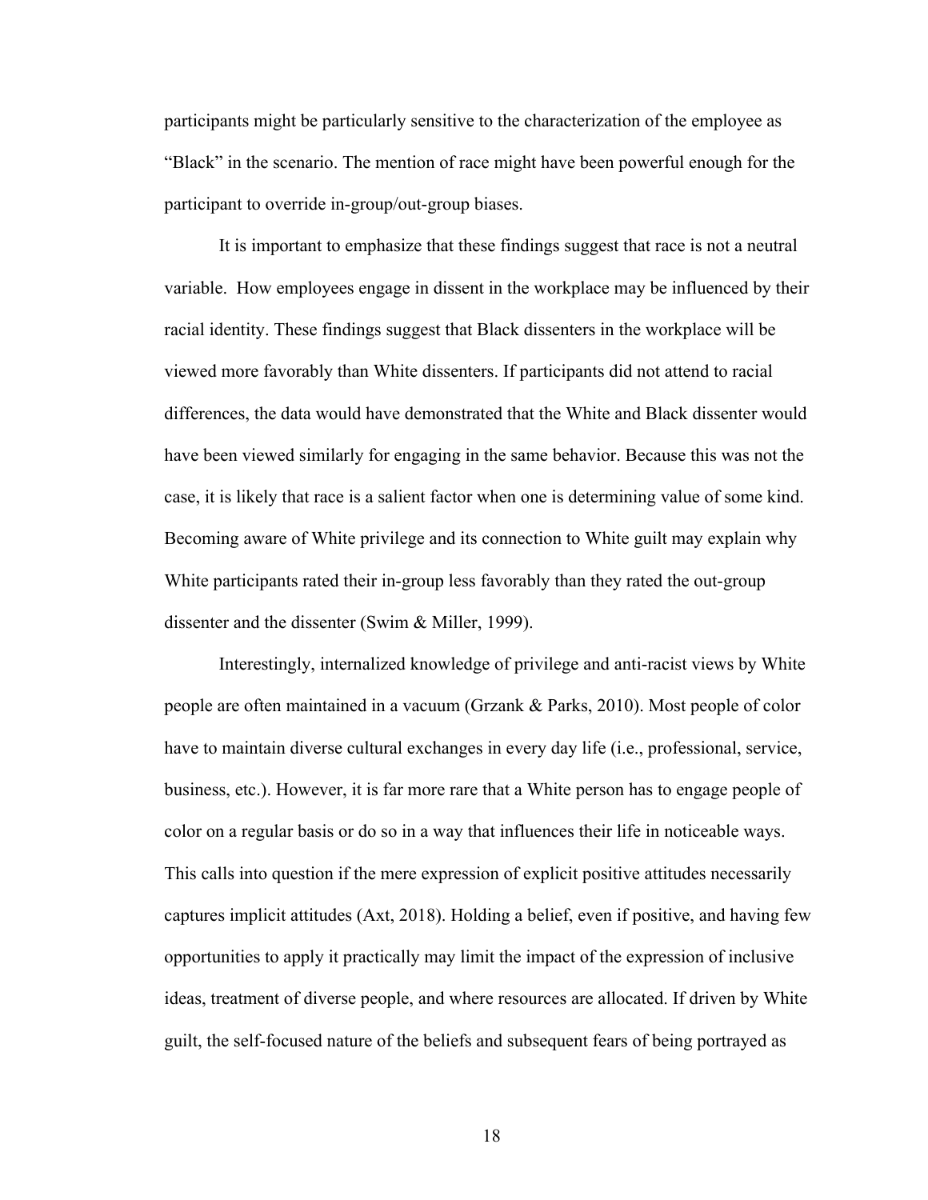participants might be particularly sensitive to the characterization of the employee as "Black" in the scenario. The mention of race might have been powerful enough for the participant to override in-group/out-group biases.

It is important to emphasize that these findings suggest that race is not a neutral variable. How employees engage in dissent in the workplace may be influenced by their racial identity. These findings suggest that Black dissenters in the workplace will be viewed more favorably than White dissenters. If participants did not attend to racial differences, the data would have demonstrated that the White and Black dissenter would have been viewed similarly for engaging in the same behavior. Because this was not the case, it is likely that race is a salient factor when one is determining value of some kind. Becoming aware of White privilege and its connection to White guilt may explain why White participants rated their in-group less favorably than they rated the out-group dissenter and the dissenter (Swim & Miller, 1999).

Interestingly, internalized knowledge of privilege and anti-racist views by White people are often maintained in a vacuum (Grzank & Parks, 2010). Most people of color have to maintain diverse cultural exchanges in every day life (i.e., professional, service, business, etc.). However, it is far more rare that a White person has to engage people of color on a regular basis or do so in a way that influences their life in noticeable ways. This calls into question if the mere expression of explicit positive attitudes necessarily captures implicit attitudes (Axt, 2018). Holding a belief, even if positive, and having few opportunities to apply it practically may limit the impact of the expression of inclusive ideas, treatment of diverse people, and where resources are allocated. If driven by White guilt, the self-focused nature of the beliefs and subsequent fears of being portrayed as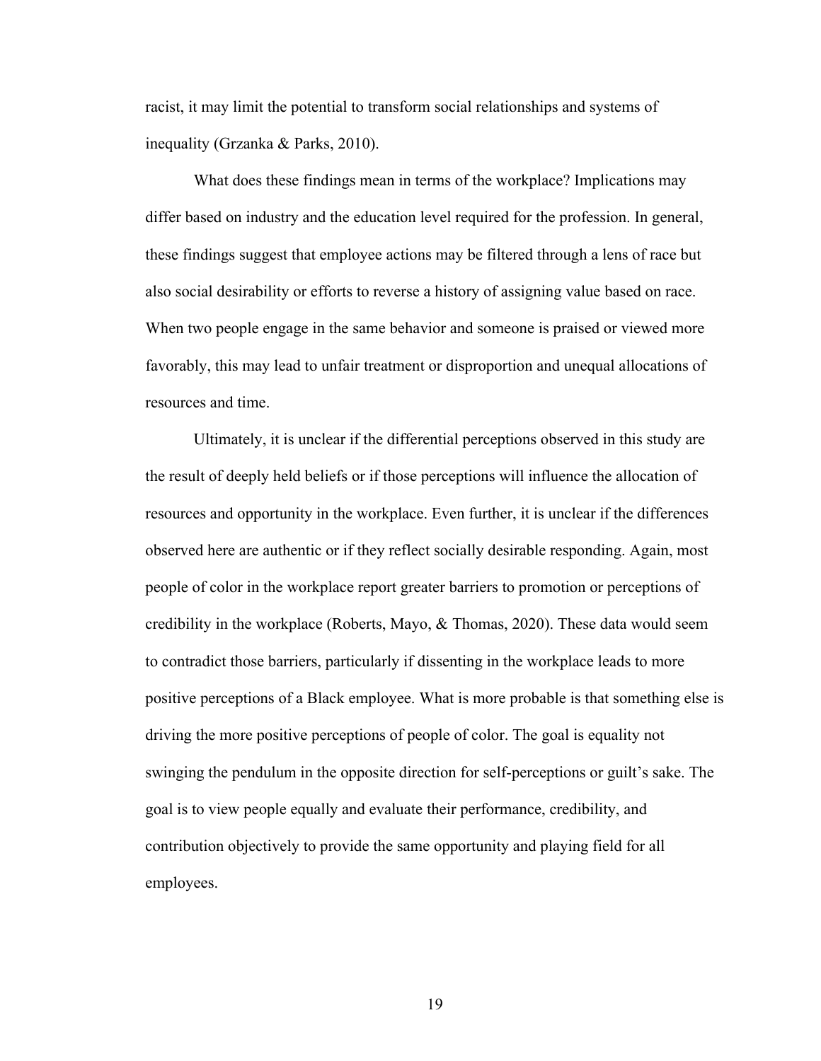racist, it may limit the potential to transform social relationships and systems of inequality (Grzanka & Parks, 2010).

What does these findings mean in terms of the workplace? Implications may differ based on industry and the education level required for the profession. In general, these findings suggest that employee actions may be filtered through a lens of race but also social desirability or efforts to reverse a history of assigning value based on race. When two people engage in the same behavior and someone is praised or viewed more favorably, this may lead to unfair treatment or disproportion and unequal allocations of resources and time.

Ultimately, it is unclear if the differential perceptions observed in this study are the result of deeply held beliefs or if those perceptions will influence the allocation of resources and opportunity in the workplace. Even further, it is unclear if the differences observed here are authentic or if they reflect socially desirable responding. Again, most people of color in the workplace report greater barriers to promotion or perceptions of credibility in the workplace (Roberts, Mayo, & Thomas, 2020). These data would seem to contradict those barriers, particularly if dissenting in the workplace leads to more positive perceptions of a Black employee. What is more probable is that something else is driving the more positive perceptions of people of color. The goal is equality not swinging the pendulum in the opposite direction for self-perceptions or guilt's sake. The goal is to view people equally and evaluate their performance, credibility, and contribution objectively to provide the same opportunity and playing field for all employees.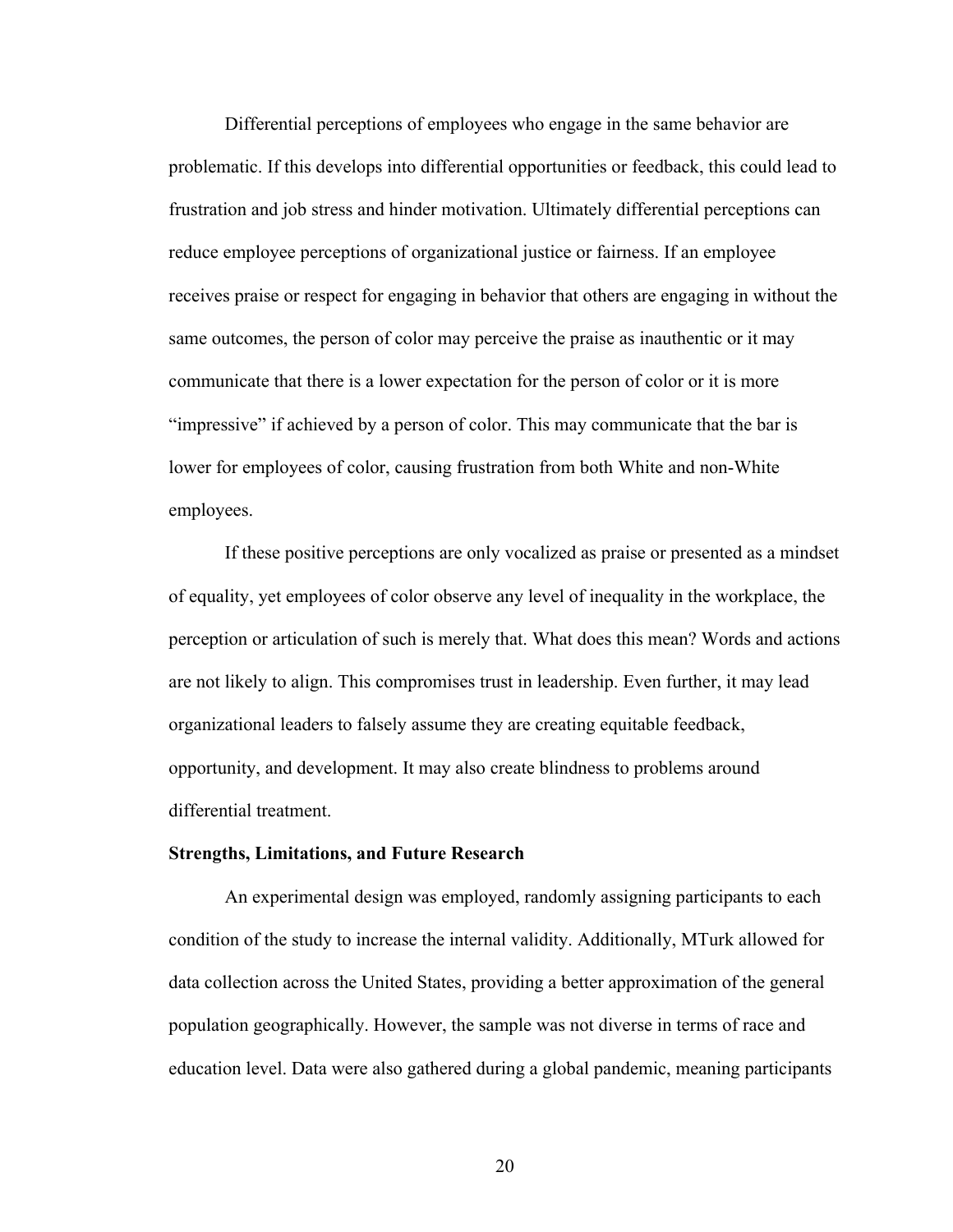Differential perceptions of employees who engage in the same behavior are problematic. If this develops into differential opportunities or feedback, this could lead to frustration and job stress and hinder motivation. Ultimately differential perceptions can reduce employee perceptions of organizational justice or fairness. If an employee receives praise or respect for engaging in behavior that others are engaging in without the same outcomes, the person of color may perceive the praise as inauthentic or it may communicate that there is a lower expectation for the person of color or it is more "impressive" if achieved by a person of color. This may communicate that the bar is lower for employees of color, causing frustration from both White and non-White employees.

If these positive perceptions are only vocalized as praise or presented as a mindset of equality, yet employees of color observe any level of inequality in the workplace, the perception or articulation of such is merely that. What does this mean? Words and actions are not likely to align. This compromises trust in leadership. Even further, it may lead organizational leaders to falsely assume they are creating equitable feedback, opportunity, and development. It may also create blindness to problems around differential treatment.

**Strengths, Limitations, and Future Research**

An experimental design was employed, randomly assigning participants to each condition of the study to increase the internal validity. Additionally, MTurk allowed for data collection across the United States, providing a better approximation of the general population geographically. However, the sample was not diverse in terms of race and education level. Data were also gathered during a global pandemic, meaning participants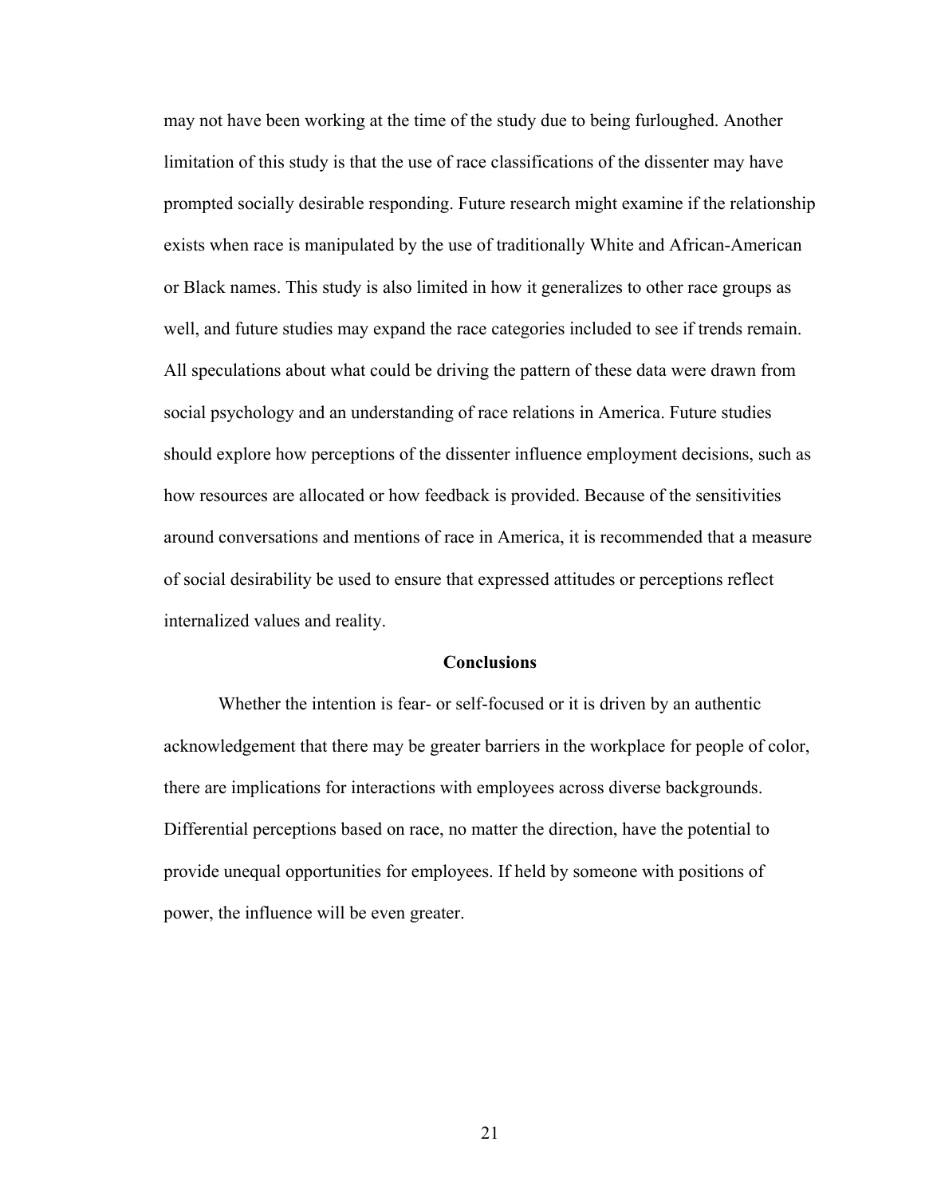may not have been working at the time of the study due to being furloughed. Another limitation of this study is that the use of race classifications of the dissenter may have prompted socially desirable responding. Future research might examine if the relationship exists when race is manipulated by the use of traditionally White and African-American or Black names. This study is also limited in how it generalizes to other race groups as well, and future studies may expand the race categories included to see if trends remain. All speculations about what could be driving the pattern of these data were drawn from social psychology and an understanding of race relations in America. Future studies should explore how perceptions of the dissenter influence employment decisions, such as how resources are allocated or how feedback is provided. Because of the sensitivities around conversations and mentions of race in America, it is recommended that a measure of social desirability be used to ensure that expressed attitudes or perceptions reflect internalized values and reality.

## Conclusions

Whether the intention is fear- or self-focused or it is driven by an authentic acknowledgement that there may be greater barriers in the workplace for people of color, there are implications for interactions with employees across diverse backgrounds. Differential perceptions based on race, no matter the direction, have the potential to provide unequal opportunities for employees. If held by someone with positions of power, the influence will be even greater.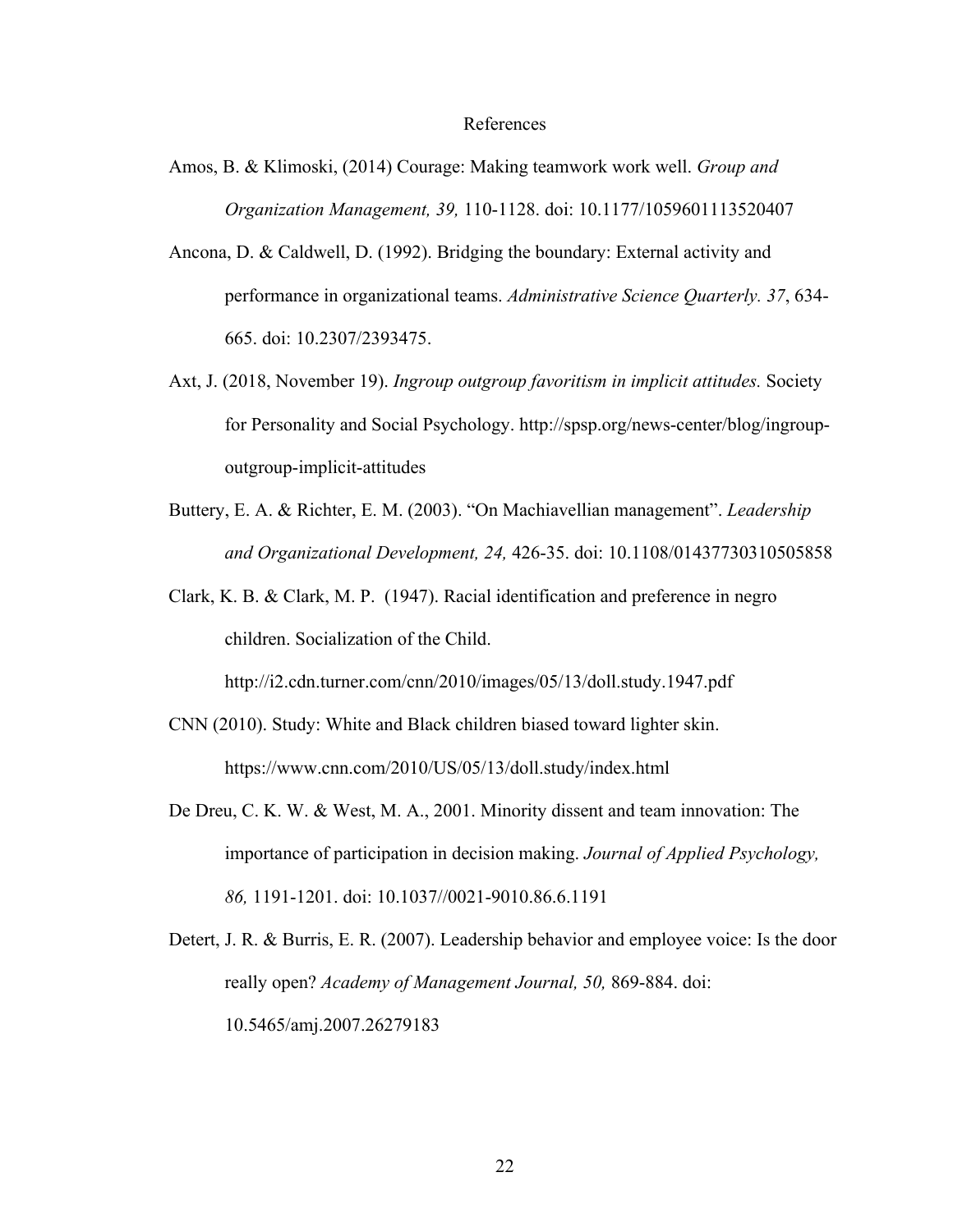# References

Amos, B. & Klimoski, (2014) Courage: Making teamwork work well. *Group and Organization Management, 39,* 110-1128. doi: 10.1177/1059601113520407

Ancona, D. & Caldwell, D. (1992). Bridging the boundary: External activity and performance in organizational teams. *Administrative Science Quarterly. 37*, 634-665. doi: 10.2307/2393475.

Axt, J. (2018, November 19). *Ingroup outgroup favoritism in implicit attitudes.* Society for Personality and Social Psychology. http://spsp.org/news-center/blog/ingroup-outgroup-implicit-attitudes

Buttery, E. A. & Richter, E. M. (2003). "On Machiavellian management". *Leadership and Organizational Development, 24,* 426-35. doi: 10.1108/01437730310505858

Clark, K. B. & Clark, M. P. (1947). Racial identification and preference in negro children. Socialization of the Child. http://i2.cdn.turner.com/cnn/2010/images/05/13/doll.study.1947.pdf

CNN (2010). Study: White and Black children biased toward lighter skin. https://www.cnn.com/2010/US/05/13/doll.study/index.html

De Dreu, C. K. W. & West, M. A., 2001. Minority dissent and team innovation: The importance of participation in decision making. *Journal of Applied Psychology, 86,* 1191-1201. doi: 10.1037//0021-9010.86.6.1191

Detert, J. R. & Burris, E. R. (2007). Leadership behavior and employee voice: Is the door really open? *Academy of Management Journal, 50,* 869-884. doi: 10.5465/amj.2007.26279183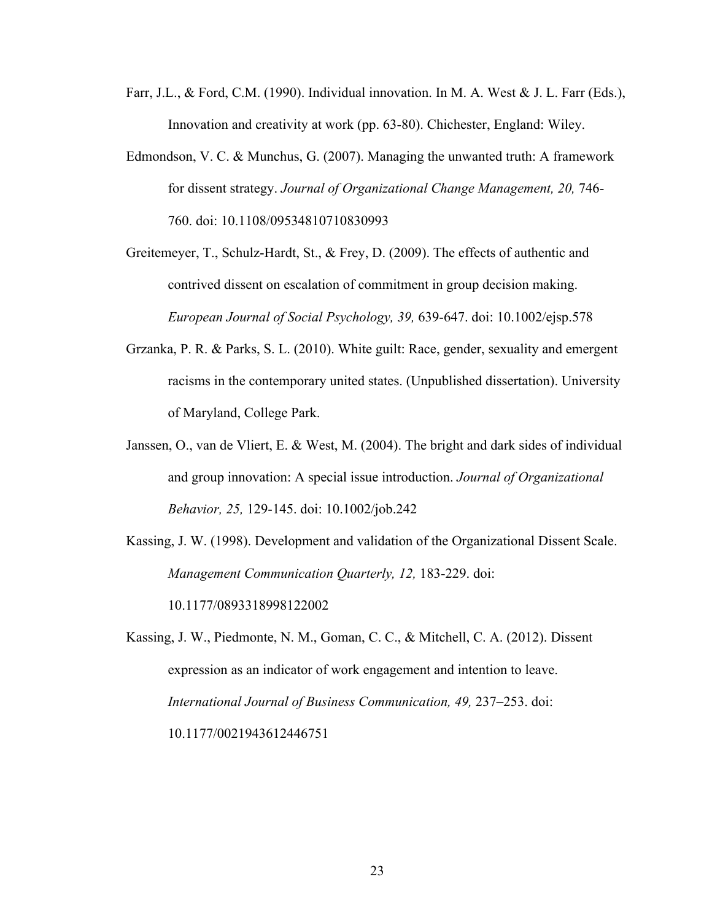Farr, J.L., & Ford, C.M. (1990). Individual innovation. In M. A. West & J. L. Farr (Eds.), Innovation and creativity at work (pp. 63-80). Chichester, England: Wiley.

Edmondson, V. C. & Munchus, G. (2007). Managing the unwanted truth: A framework for dissent strategy. *Journal of Organizational Change Management, 20,* 746-760. doi: 10.1108/09534810710830993

Greitemeyer, T., Schulz-Hardt, St., & Frey, D. (2009). The effects of authentic and contrived dissent on escalation of commitment in group decision making. *European Journal of Social Psychology, 39,* 639-647. doi: 10.1002/ejsp.578

Grzanka, P. R. & Parks, S. L. (2010). White guilt: Race, gender, sexuality and emergent racisms in the contemporary united states. (Unpublished dissertation). University of Maryland, College Park.

Janssen, O., van de Vliert, E. & West, M. (2004). The bright and dark sides of individual and group innovation: A special issue introduction. *Journal of Organizational Behavior, 25,* 129-145. doi: 10.1002/job.242

Kassing, J. W. (1998). Development and validation of the Organizational Dissent Scale. *Management Communication Quarterly, 12,* 183-229. doi: 10.1177/0893318998122002

Kassing, J. W., Piedmonte, N. M., Goman, C. C., & Mitchell, C. A. (2012). Dissent expression as an indicator of work engagement and intention to leave. *International Journal of Business Communication, 49,* 237–253. doi: 10.1177/0021943612446751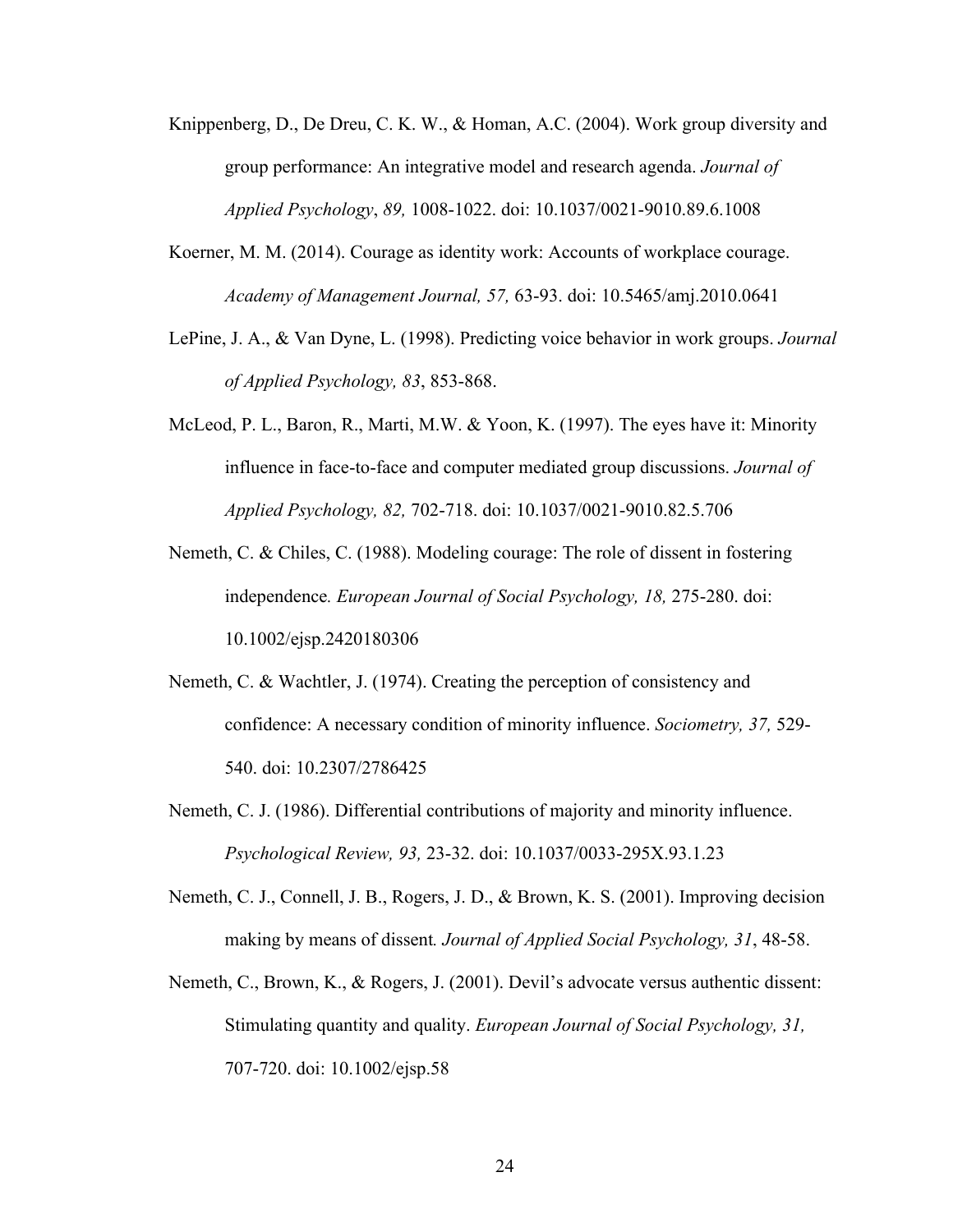Knippenberg, D., De Dreu, C. K. W., & Homan, A.C. (2004). Work group diversity and group performance: An integrative model and research agenda. *Journal of Applied Psychology*, *89,* 1008-1022. doi: 10.1037/0021-9010.89.6.1008

Koerner, M. M. (2014). Courage as identity work: Accounts of workplace courage. *Academy of Management Journal, 57,* 63-93. doi: 10.5465/amj.2010.0641

LePine, J. A., & Van Dyne, L. (1998). Predicting voice behavior in work groups. *Journal of Applied Psychology, 83*, 853-868.

McLeod, P. L., Baron, R., Marti, M.W. & Yoon, K. (1997). The eyes have it: Minority influence in face-to-face and computer mediated group discussions. *Journal of Applied Psychology, 82,* 702-718. doi: 10.1037/0021-9010.82.5.706

Nemeth, C. & Chiles, C. (1988). Modeling courage: The role of dissent in fostering independence*. European Journal of Social Psychology, 18,* 275-280. doi: 10.1002/ejsp.2420180306

Nemeth, C. & Wachtler, J. (1974). Creating the perception of consistency and confidence: A necessary condition of minority influence. *Sociometry, 37,* 529-540. doi: 10.2307/2786425

Nemeth, C. J. (1986). Differential contributions of majority and minority influence. *Psychological Review, 93,* 23-32. doi: 10.1037/0033-295X.93.1.23

Nemeth, C. J., Connell, J. B., Rogers, J. D., & Brown, K. S. (2001). Improving decision making by means of dissent*. Journal of Applied Social Psychology, 31*, 48-58.

Nemeth, C., Brown, K., & Rogers, J. (2001). Devil's advocate versus authentic dissent: Stimulating quantity and quality. *European Journal of Social Psychology, 31,* 707-720. doi: 10.1002/ejsp.58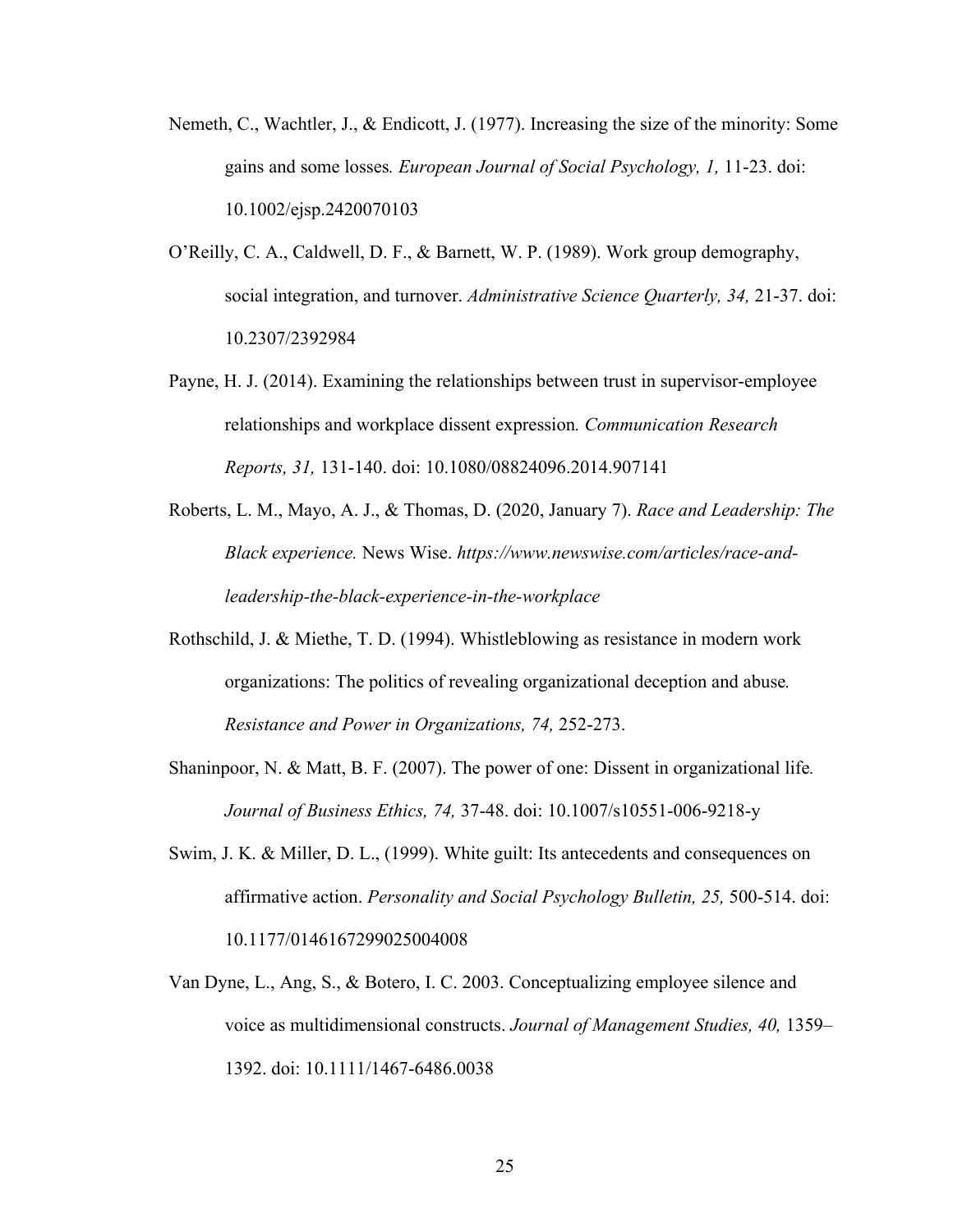Nemeth, C., Wachtler, J., & Endicott, J. (1977). Increasing the size of the minority: Some gains and some losses*. European Journal of Social Psychology, 1,* 11-23. doi: 10.1002/ejsp.2420070103

O'Reilly, C. A., Caldwell, D. F., & Barnett, W. P. (1989). Work group demography, social integration, and turnover. *Administrative Science Quarterly, 34,* 21-37. doi: 10.2307/2392984

Payne, H. J. (2014). Examining the relationships between trust in supervisor-employee relationships and workplace dissent expression*. Communication Research Reports, 31,* 131-140. doi: 10.1080/08824096.2014.907141

Roberts, L. M., Mayo, A. J., & Thomas, D. (2020, January 7). *Race and Leadership: The Black experience.* News Wise. *https://www.newswise.com/articles/race-and-leadership-the-black-experience-in-the-workplace*

Rothschild, J. & Miethe, T. D. (1994). Whistleblowing as resistance in modern work organizations: The politics of revealing organizational deception and abuse*. Resistance and Power in Organizations, 74,* 252-273.

Shaninpoor, N. & Matt, B. F. (2007). The power of one: Dissent in organizational life*. Journal of Business Ethics, 74,* 37-48. doi: 10.1007/s10551-006-9218-y

Swim, J. K. & Miller, D. L., (1999). White guilt: Its antecedents and consequences on affirmative action. *Personality and Social Psychology Bulletin, 25,* 500-514. doi: 10.1177/0146167299025004008

Van Dyne, L., Ang, S., & Botero, I. C. 2003. Conceptualizing employee silence and voice as multidimensional constructs. *Journal of Management Studies, 40,* 1359–1392. doi: 10.1111/1467-6486.0038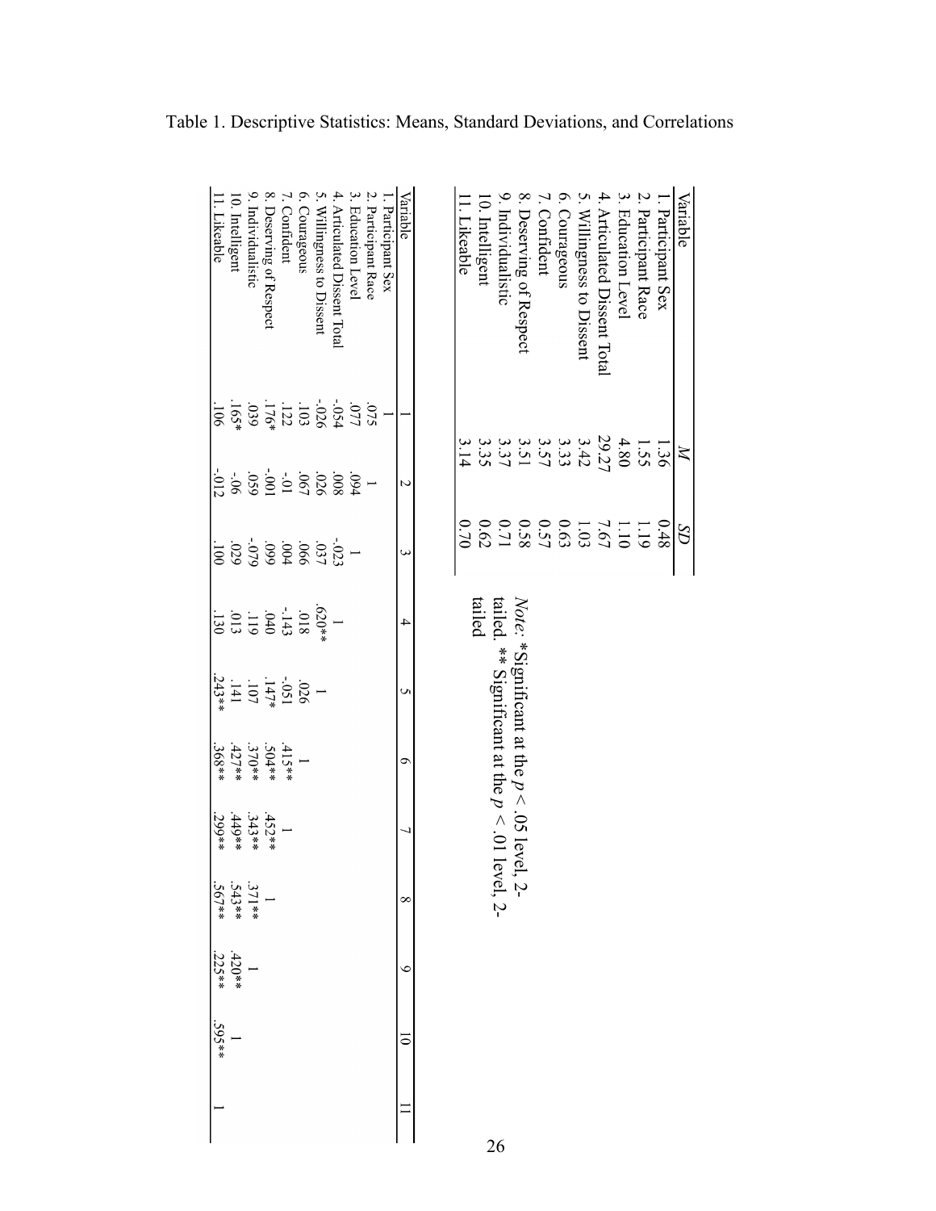Table 1. Descriptive Statistics: Means, Standard Deviations, and Correlations

| Variable | *M* | *SD* |
|---|---|---|
| 1. Participant Sex | 1.36 | 0.48 |
| 2. Participant Race | 1.55 | 1.19 |
| 3. Education Level | 4.80 | 1.10 |
| 4. Articulated Dissent Total | 29.27 | 7.67 |
| 5. Willingness to Dissent | 3.42 | 1.03 |
| 6. Courageous | 3.33 | 0.63 |
| 7. Confident | 3.57 | 0.57 |
| 8. Deserving of Respect | 3.51 | 0.58 |
| 9. Individualistic | 3.37 | 0.71 |
| 10. Intelligent | 3.35 | 0.62 |
| 11. Likeable | 3.14 | 0.70 |

*Note*: *Significant at the $p < .05$ level, 2-tailed. ** Significant at the $p < .01$ level, 2-tailed

| Variable | 1 | 2 | 3 | 4 | 5 | 6 | 7 | 8 | 9 | 10 | 11 |
|---|---|---|---|---|---|---|---|---|---|---|---|
| 1. Participant Sex | 1 | | | | | | | | | | |
| 2. Participant Race | .075 | 1 | | | | | | | | | |
| 3. Education Level | .077 | .094 | 1 | | | | | | | | |
| 4. Articulated Dissent Total | -.054 | .008 | -.023 | 1 | | | | | | | |
| 5. Willingness to Dissent | -.026 | .026 | .037 | .620** | 1 | | | | | | |
| 6. Courageous | .103 | .067 | .066 | .018 | .026 | 1 | | | | | |
| 7. Confident | .122 | -.01 | .004 | -.143 | -.051 | .415** | 1 | | | | |
| 8. Deserving of Respect | .176* | -.001 | .099 | .040 | .147* | .504** | .452** | 1 | | | |
| 9. Individualistic | .039 | .059 | -.079 | .119 | .107 | .370** | .343** | .371** | 1 | | |
| 10. Intelligent | .165* | -.06 | .029 | .013 | .141 | .427** | .449** | .543** | .420** | 1 | |
| 11. Likeable | .106 | -.012 | .100 | .130 | .243** | .368** | .299** | .567** | .225** | .595** | 1 |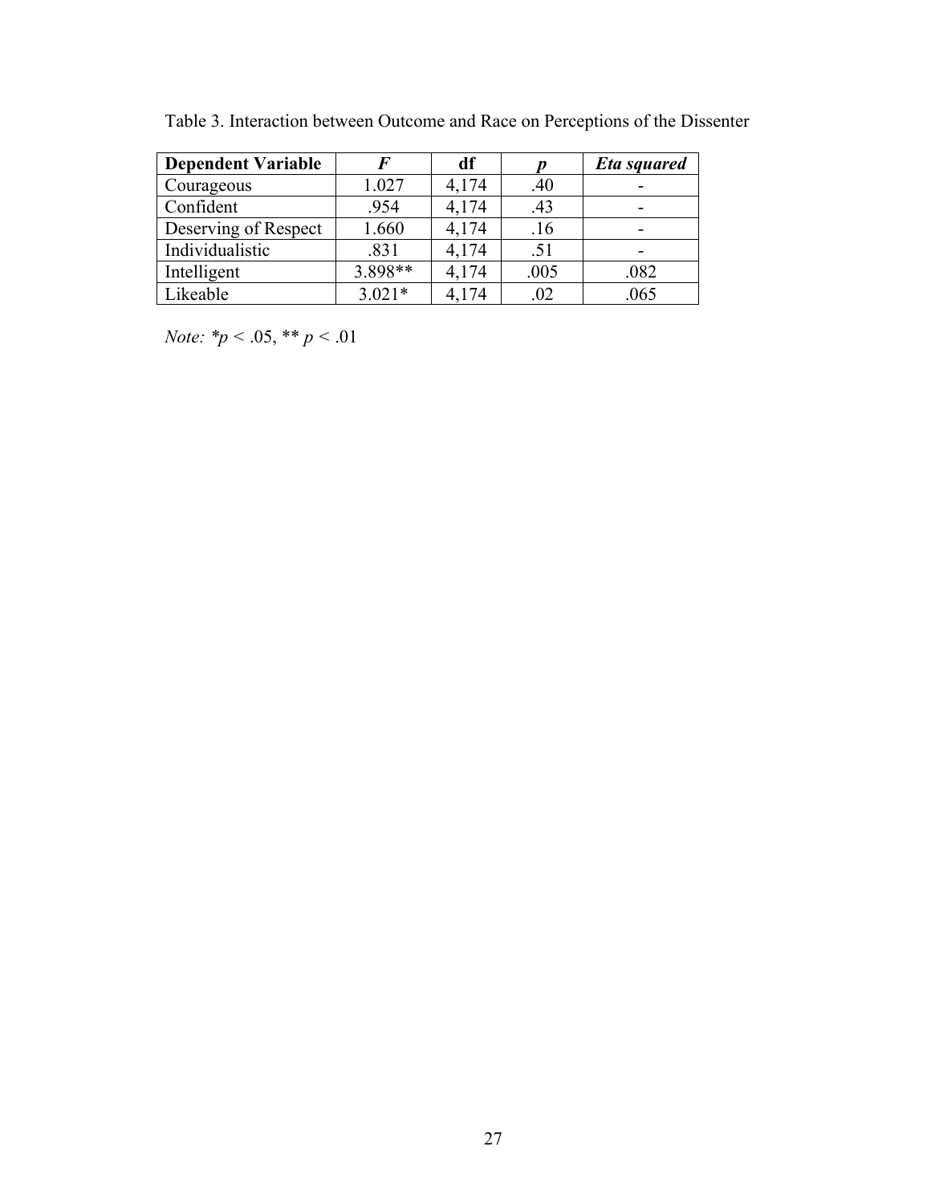Table 3. Interaction between Outcome and Race on Perceptions of the Dissenter

| **Dependent Variable** | ***F*** | **df** | ***p*** | ***Eta squared*** |
| --- | --- | --- | --- | --- |
| Courageous | 1.027 | 4,174 | .40 | - |
| Confident | .954 | 4,174 | .43 | - |
| Deserving of Respect | 1.660 | 4,174 | .16 | - |
| Individualistic | .831 | 4,174 | .51 | - |
| Intelligent | 3.898** | 4,174 | .005 | .082 |
| Likeable | 3.021* | 4,174 | .02 | .065 |

*Note:* \*$p < .05$, \*\* $p < .01$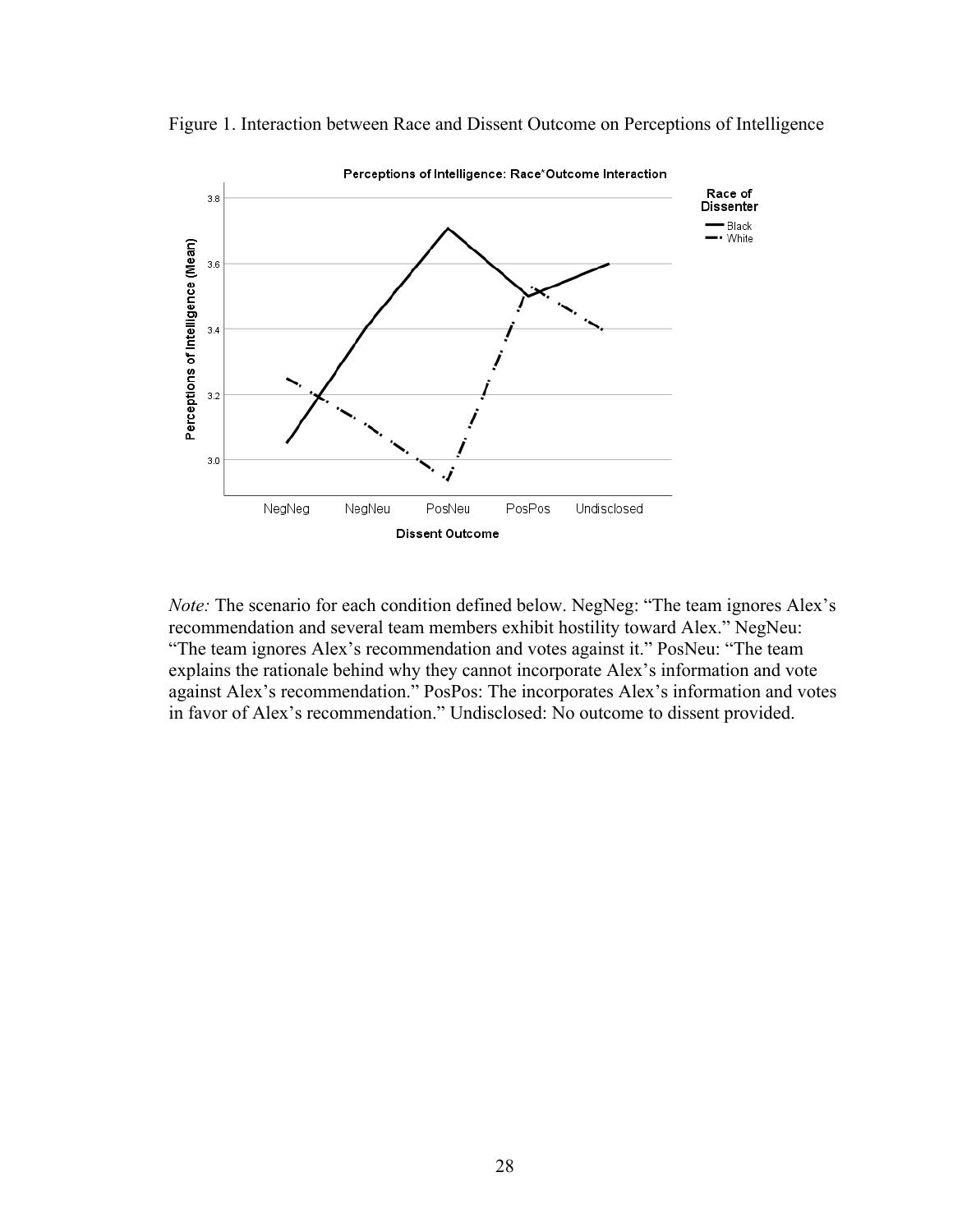Figure 1. Interaction between Race and Dissent Outcome on Perceptions of Intelligence

*Note:* The scenario for each condition defined below. NegNeg: "The team ignores Alex's recommendation and several team members exhibit hostility toward Alex." NegNeu: "The team ignores Alex's recommendation and votes against it." PosNeu: "The team explains the rationale behind why they cannot incorporate Alex's information and vote against Alex's recommendation." PosPos: The incorporates Alex's information and votes in favor of Alex's recommendation." Undisclosed: No outcome to dissent provided.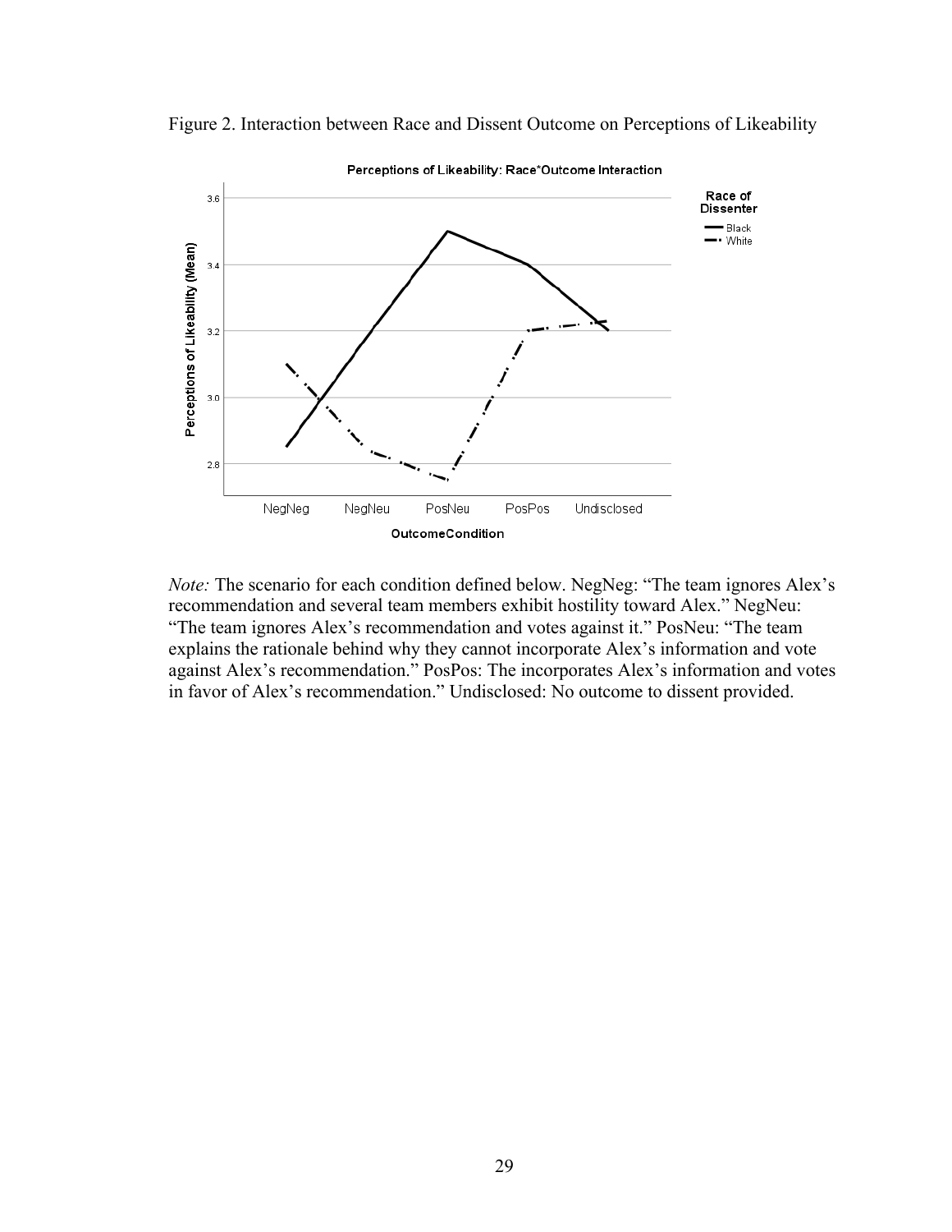Figure 2. Interaction between Race and Dissent Outcome on Perceptions of Likeability

*Note:* The scenario for each condition defined below. NegNeg: "The team ignores Alex's recommendation and several team members exhibit hostility toward Alex." NegNeu: "The team ignores Alex's recommendation and votes against it." PosNeu: "The team explains the rationale behind why they cannot incorporate Alex's information and vote against Alex's recommendation." PosPos: The incorporates Alex's information and votes in favor of Alex's recommendation." Undisclosed: No outcome to dissent provided.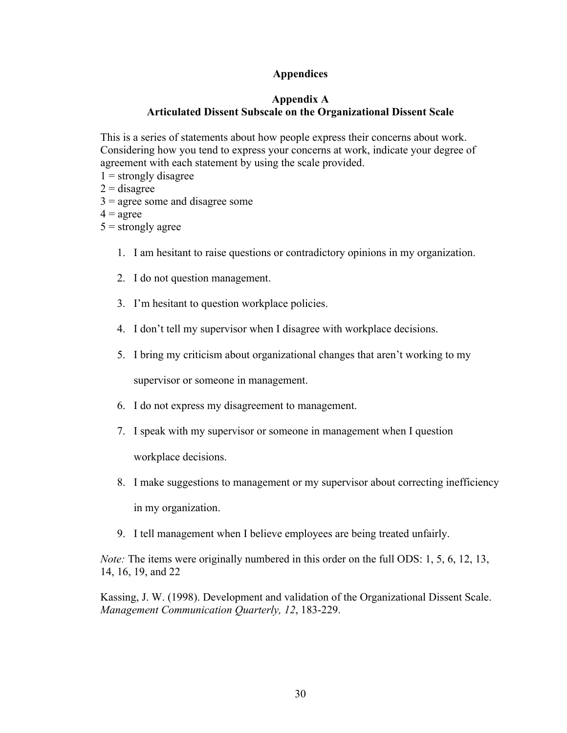# Appendices

## Appendix A
## Articulated Dissent Subscale on the Organizational Dissent Scale

This is a series of statements about how people express their concerns about work. Considering how you tend to express your concerns at work, indicate your degree of agreement with each statement by using the scale provided.

1 = strongly disagree
2 = disagree
3 = agree some and disagree some
4 = agree
5 = strongly agree

1. I am hesitant to raise questions or contradictory opinions in my organization.
2. I do not question management.
3. I'm hesitant to question workplace policies.
4. I don't tell my supervisor when I disagree with workplace decisions.
5. I bring my criticism about organizational changes that aren't working to my supervisor or someone in management.
6. I do not express my disagreement to management.
7. I speak with my supervisor or someone in management when I question workplace decisions.
8. I make suggestions to management or my supervisor about correcting inefficiency in my organization.
9. I tell management when I believe employees are being treated unfairly.

*Note:* The items were originally numbered in this order on the full ODS: 1, 5, 6, 12, 13, 14, 16, 19, and 22

Kassing, J. W. (1998). Development and validation of the Organizational Dissent Scale. *Management Communication Quarterly, 12*, 183-229.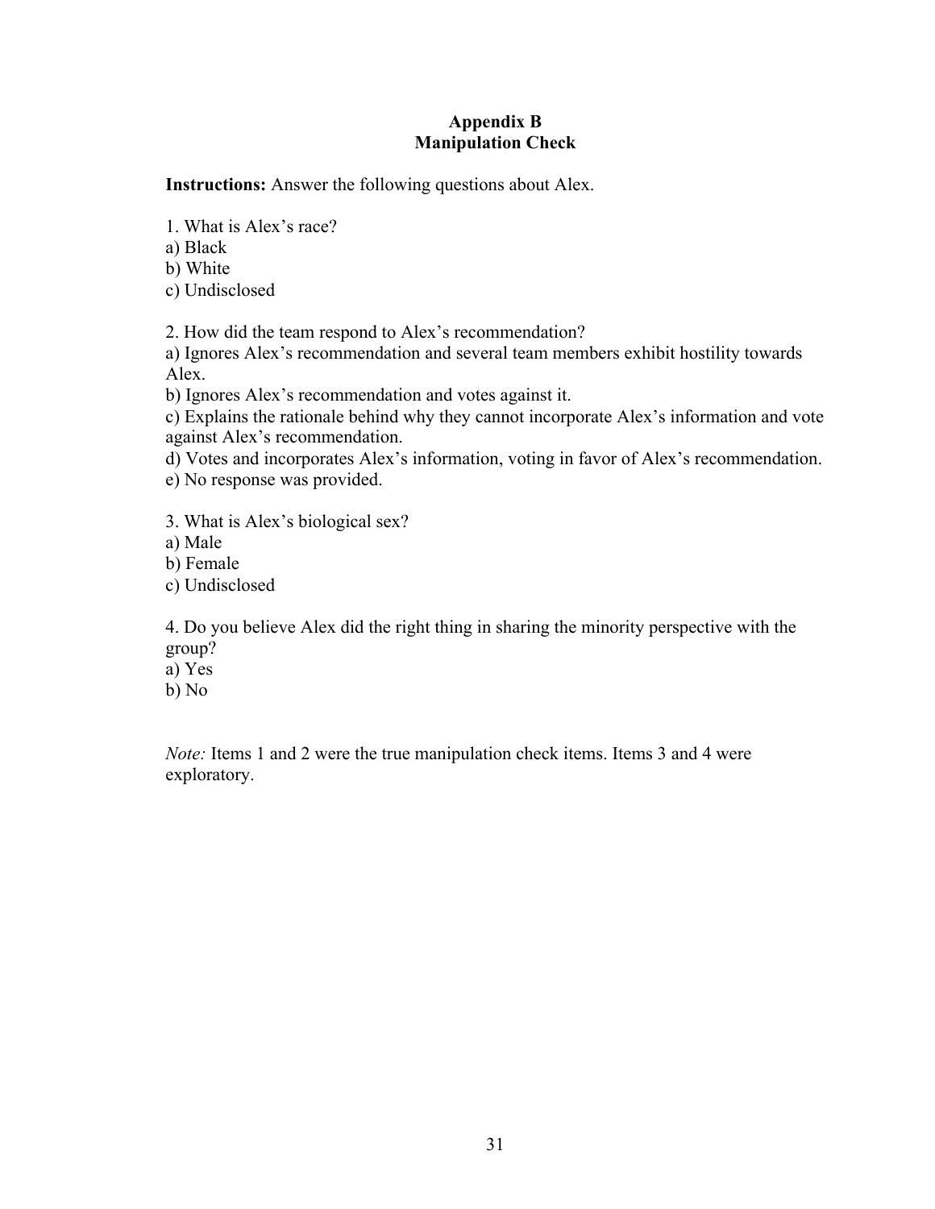# Appendix B
## Manipulation Check

**Instructions:** Answer the following questions about Alex.

1. What is Alex's race?
a) Black
b) White
c) Undisclosed

2. How did the team respond to Alex's recommendation?
a) Ignores Alex's recommendation and several team members exhibit hostility towards Alex.
b) Ignores Alex's recommendation and votes against it.
c) Explains the rationale behind why they cannot incorporate Alex's information and vote against Alex's recommendation.
d) Votes and incorporates Alex's information, voting in favor of Alex's recommendation.
e) No response was provided.

3. What is Alex's biological sex?
a) Male
b) Female
c) Undisclosed

4. Do you believe Alex did the right thing in sharing the minority perspective with the group?
a) Yes
b) No

*Note:* Items 1 and 2 were the true manipulation check items. Items 3 and 4 were exploratory.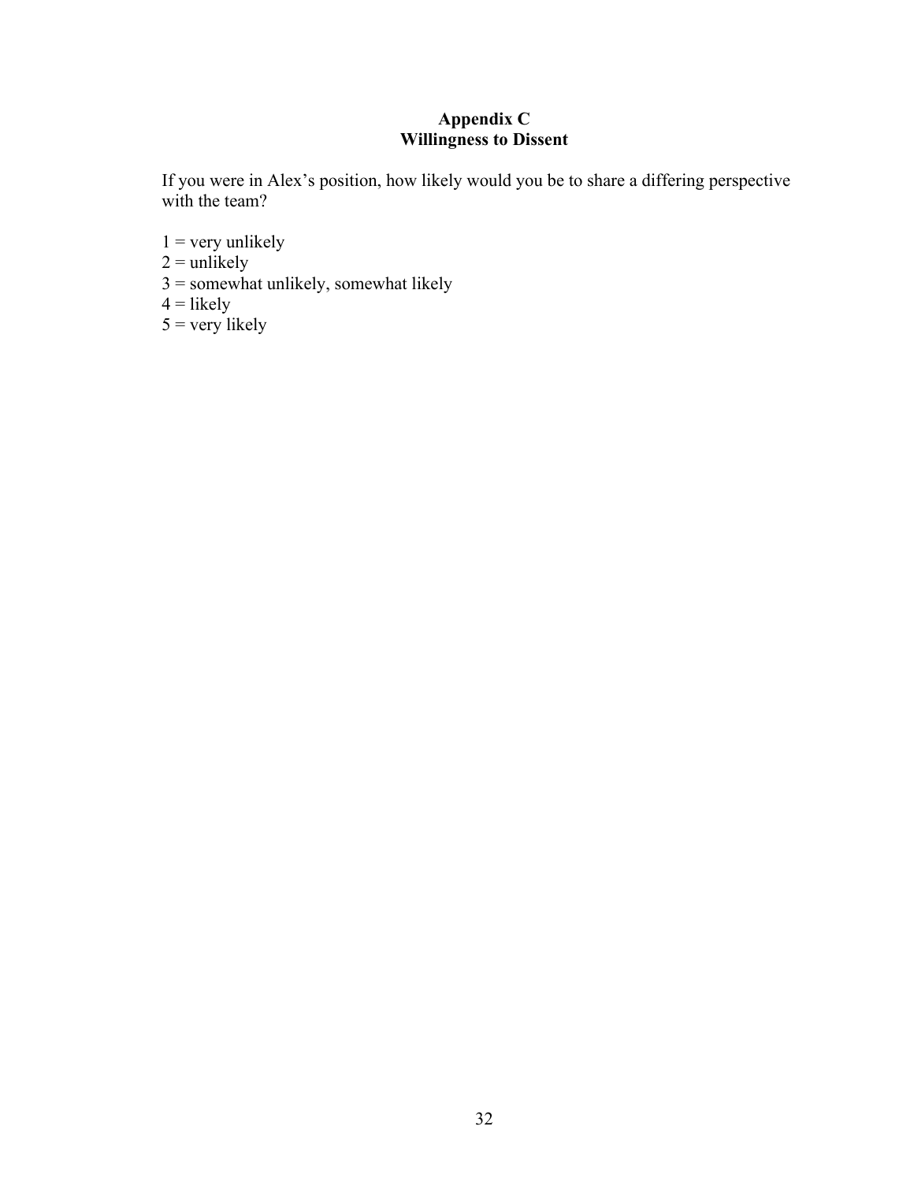# Appendix C
## Willingness to Dissent

If you were in Alex's position, how likely would you be to share a differing perspective with the team?

1 = very unlikely
2 = unlikely
3 = somewhat unlikely, somewhat likely
4 = likely
5 = very likely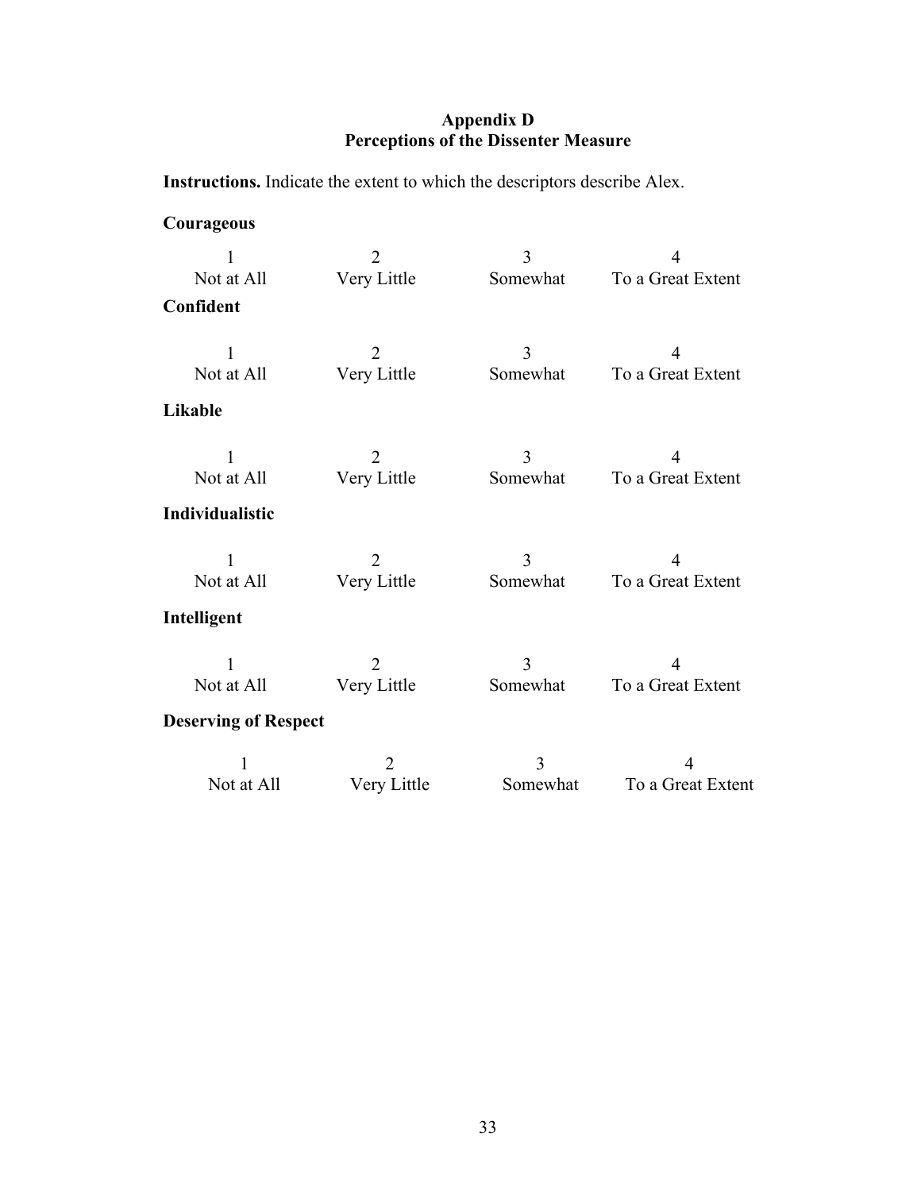**Appendix D**
**Perceptions of the Dissenter Measure**

**Instructions.** Indicate the extent to which the descriptors describe Alex.

**Courageous**

| 1 | 2 | 3 | 4 |
|---|---|---|---|
| Not at All | Very Little | Somewhat | To a Great Extent |

**Confident**

| 1 | 2 | 3 | 4 |
|---|---|---|---|
| Not at All | Very Little | Somewhat | To a Great Extent |

**Likable**

| 1 | 2 | 3 | 4 |
|---|---|---|---|
| Not at All | Very Little | Somewhat | To a Great Extent |

**Individualistic**

| 1 | 2 | 3 | 4 |
|---|---|---|---|
| Not at All | Very Little | Somewhat | To a Great Extent |

**Intelligent**

| 1 | 2 | 3 | 4 |
|---|---|---|---|
| Not at All | Very Little | Somewhat | To a Great Extent |

**Deserving of Respect**

| 1 | 2 | 3 | 4 |
|---|---|---|---|
| Not at All | Very Little | Somewhat | To a Great Extent |